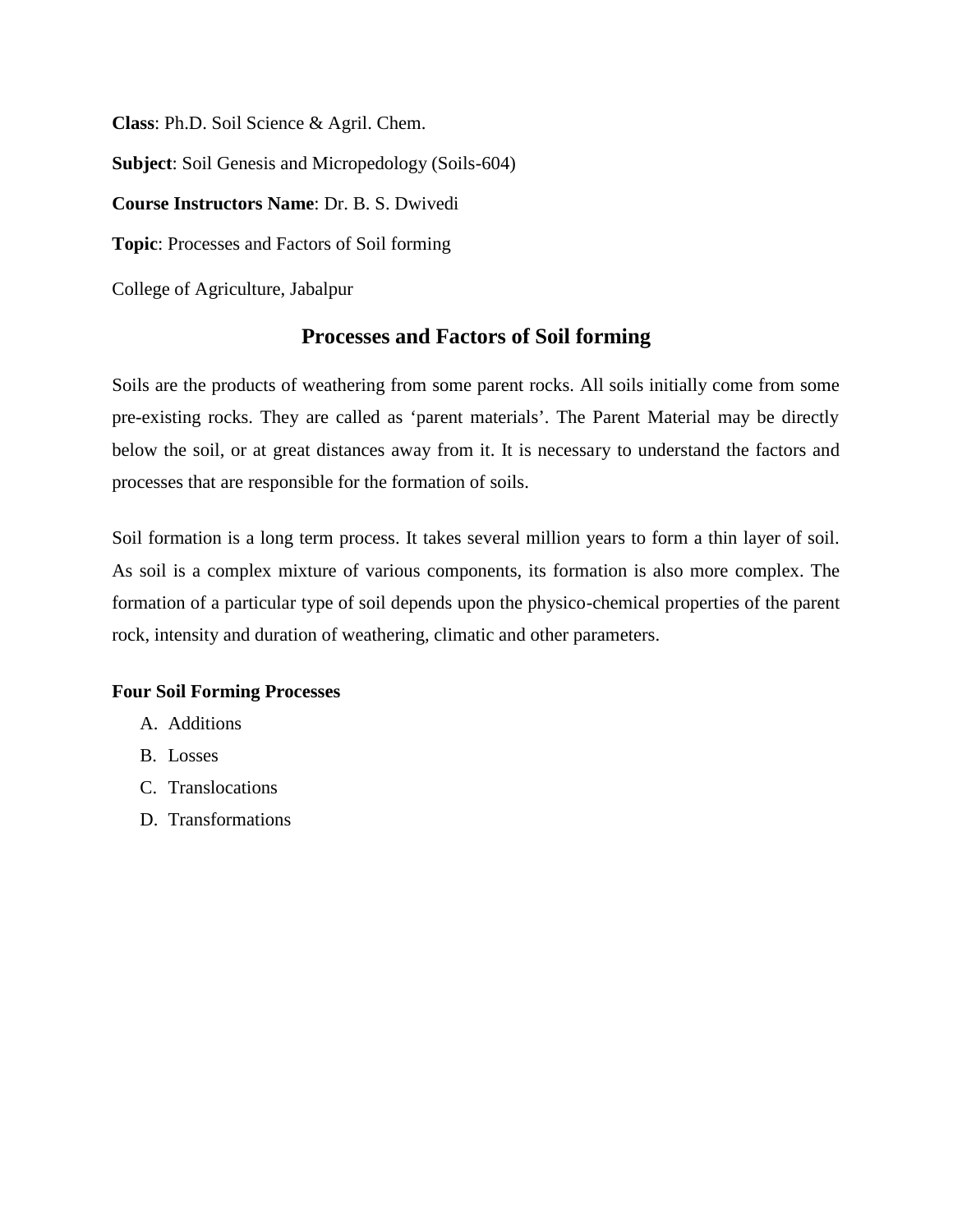**Class**: Ph.D. Soil Science & Agril. Chem.

**Subject**: Soil Genesis and Micropedology (Soils-604)

**Course Instructors Name**: Dr. B. S. Dwivedi

**Topic**: Processes and Factors of Soil forming

College of Agriculture, Jabalpur

# Processes and Factors of Soil forming

Soils are the products of weathering from some parent rocks. All soils initially come from some pre-existing rocks. They are called as ‘parent materials’. The Parent Material may be directly below the soil, or at great distances away from it. It is necessary to understand the factors and processes that are responsible for the formation of soils.

Soil formation is a long term process. It takes several million years to form a thin layer of soil. As soil is a complex mixture of various components, its formation is also more complex. The formation of a particular type of soil depends upon the physico-chemical properties of the parent rock, intensity and duration of weathering, climatic and other parameters.

**Four Soil Forming Processes**

A. Additions
B. Losses
C. Translocations
D. Transformations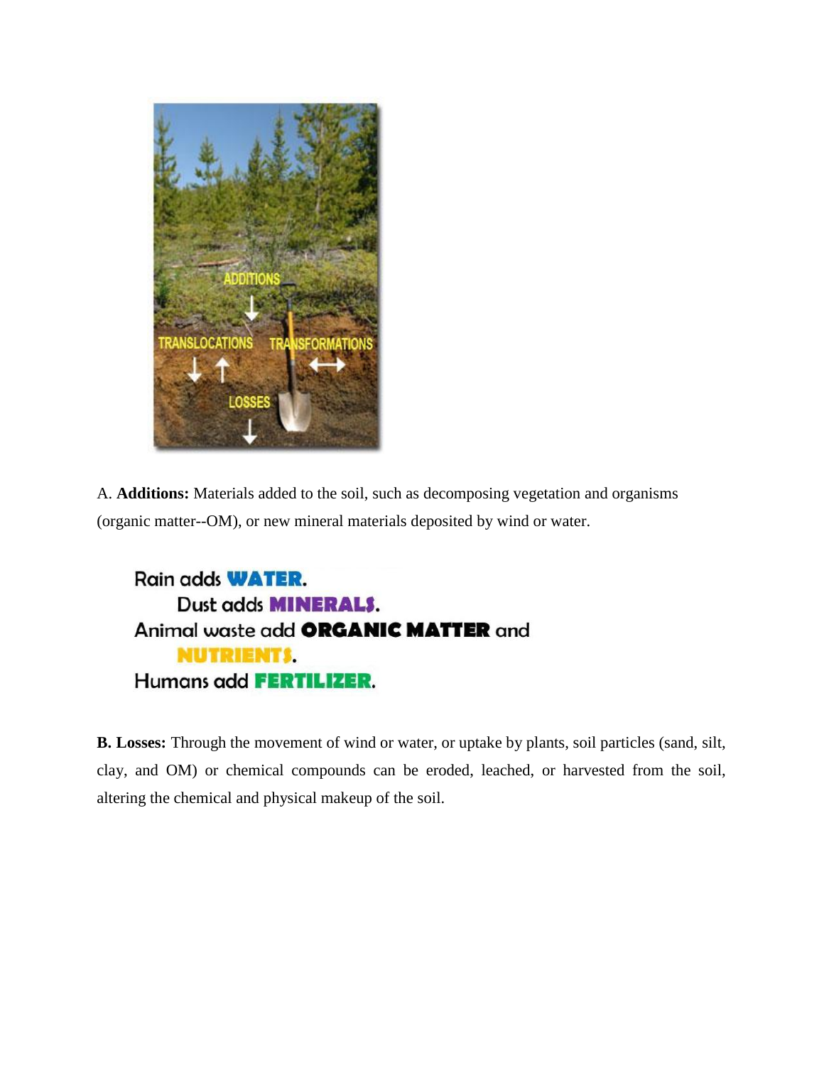A. **Additions:** Materials added to the soil, such as decomposing vegetation and organisms (organic matter--OM), or new mineral materials deposited by wind or water.

Rain adds **WATER**.
Dust adds **MINERALS**.
Animal waste add **ORGANIC MATTER** and **NUTRIENTS**.
Humans add **FERTILIZER**.

**B. Losses:** Through the movement of wind or water, or uptake by plants, soil particles (sand, silt, clay, and OM) or chemical compounds can be eroded, leached, or harvested from the soil, altering the chemical and physical makeup of the soil.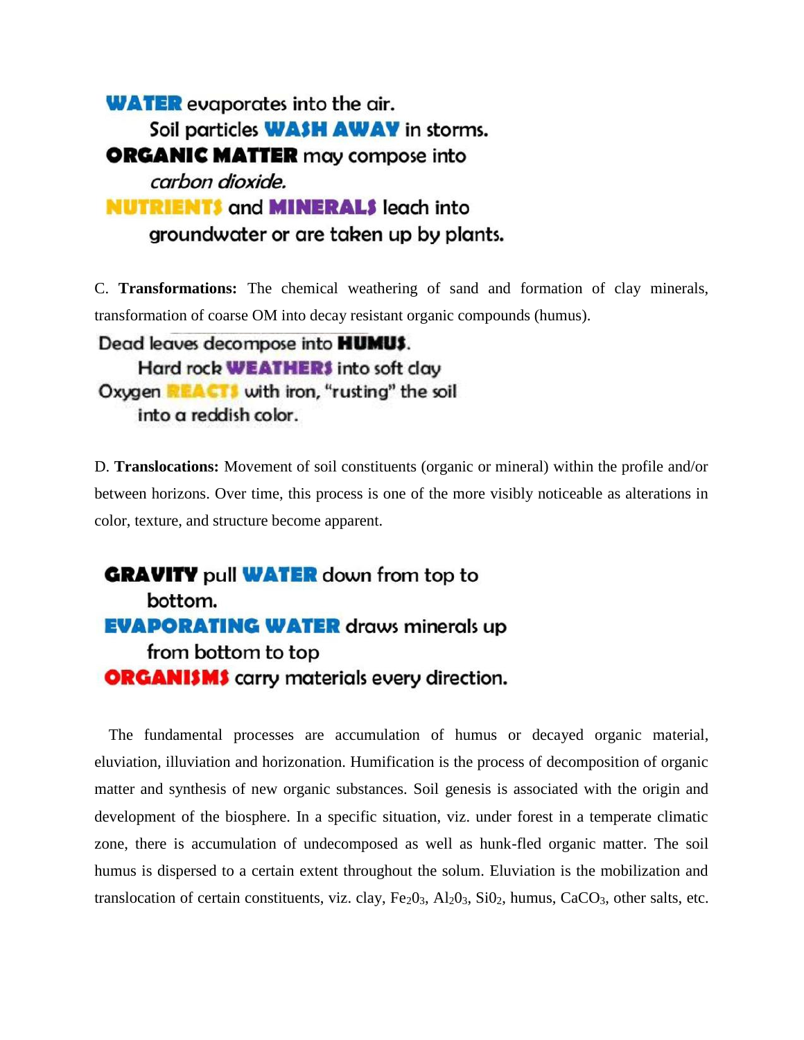**WATER** evaporates into the air.

Soil particles **WASH AWAY** in storms.

**ORGANIC MATTER** may compose into *carbon dioxide.*

**NUTRIENTS** and **MINERALS** leach into groundwater or are taken up by plants.

C. **Transformations:** The chemical weathering of sand and formation of clay minerals, transformation of coarse OM into decay resistant organic compounds (humus).

Dead leaves decompose into **HUMUS**.

Hard rock **WEATHERS** into soft clay

Oxygen **REACTS** with iron, "rusting" the soil into a reddish color.

D. **Translocations:** Movement of soil constituents (organic or mineral) within the profile and/or between horizons. Over time, this process is one of the more visibly noticeable as alterations in color, texture, and structure become apparent.

**GRAVITY** pull **WATER** down from top to bottom.

**EVAPORATING WATER** draws minerals up from bottom to top

**ORGANISMS** carry materials every direction.

The fundamental processes are accumulation of humus or decayed organic material, eluviation, illuviation and horizonation. Humification is the process of decomposition of organic matter and synthesis of new organic substances. Soil genesis is associated with the origin and development of the biosphere. In a specific situation, viz. under forest in a temperate climatic zone, there is accumulation of undecomposed as well as hunk-fled organic matter. The soil humus is dispersed to a certain extent throughout the solum. Eluviation is the mobilization and translocation of certain constituents, viz. clay, $Fe_2O_3$, $Al_2O_3$, $SiO_2$, humus, $CaCO_3$, other salts, etc.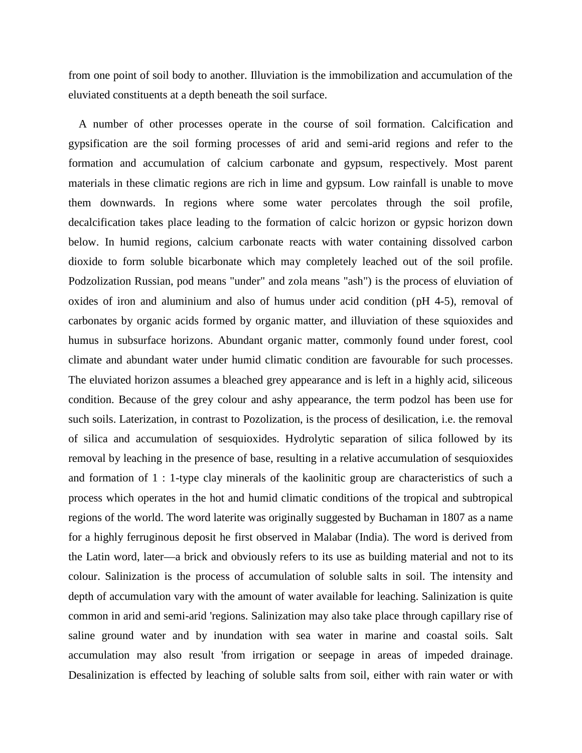from one point of soil body to another. Illuviation is the immobilization and accumulation of the eluviated constituents at a depth beneath the soil surface.

A number of other processes operate in the course of soil formation. Calcification and gypsification are the soil forming processes of arid and semi-arid regions and refer to the formation and accumulation of calcium carbonate and gypsum, respectively. Most parent materials in these climatic regions are rich in lime and gypsum. Low rainfall is unable to move them downwards. In regions where some water percolates through the soil profile, decalcification takes place leading to the formation of calcic horizon or gypsic horizon down below. In humid regions, calcium carbonate reacts with water containing dissolved carbon dioxide to form soluble bicarbonate which may completely leached out of the soil profile. Podzolization Russian, pod means "under" and zola means "ash") is the process of eluviation of oxides of iron and aluminium and also of humus under acid condition (pH 4-5), removal of carbonates by organic acids formed by organic matter, and illuviation of these squioxides and humus in subsurface horizons. Abundant organic matter, commonly found under forest, cool climate and abundant water under humid climatic condition are favourable for such processes. The eluviated horizon assumes a bleached grey appearance and is left in a highly acid, siliceous condition. Because of the grey colour and ashy appearance, the term podzol has been use for such soils. Laterization, in contrast to Pozolization, is the process of desilication, i.e. the removal of silica and accumulation of sesquioxides. Hydrolytic separation of silica followed by its removal by leaching in the presence of base, resulting in a relative accumulation of sesquioxides and formation of 1 : 1-type clay minerals of the kaolinitic group are characteristics of such a process which operates in the hot and humid climatic conditions of the tropical and subtropical regions of the world. The word laterite was originally suggested by Buchaman in 1807 as a name for a highly ferruginous deposit he first observed in Malabar (India). The word is derived from the Latin word, later—a brick and obviously refers to its use as building material and not to its colour. Salinization is the process of accumulation of soluble salts in soil. The intensity and depth of accumulation vary with the amount of water available for leaching. Salinization is quite common in arid and semi-arid 'regions. Salinization may also take place through capillary rise of saline ground water and by inundation with sea water in marine and coastal soils. Salt accumulation may also result 'from irrigation or seepage in areas of impeded drainage. Desalinization is effected by leaching of soluble salts from soil, either with rain water or with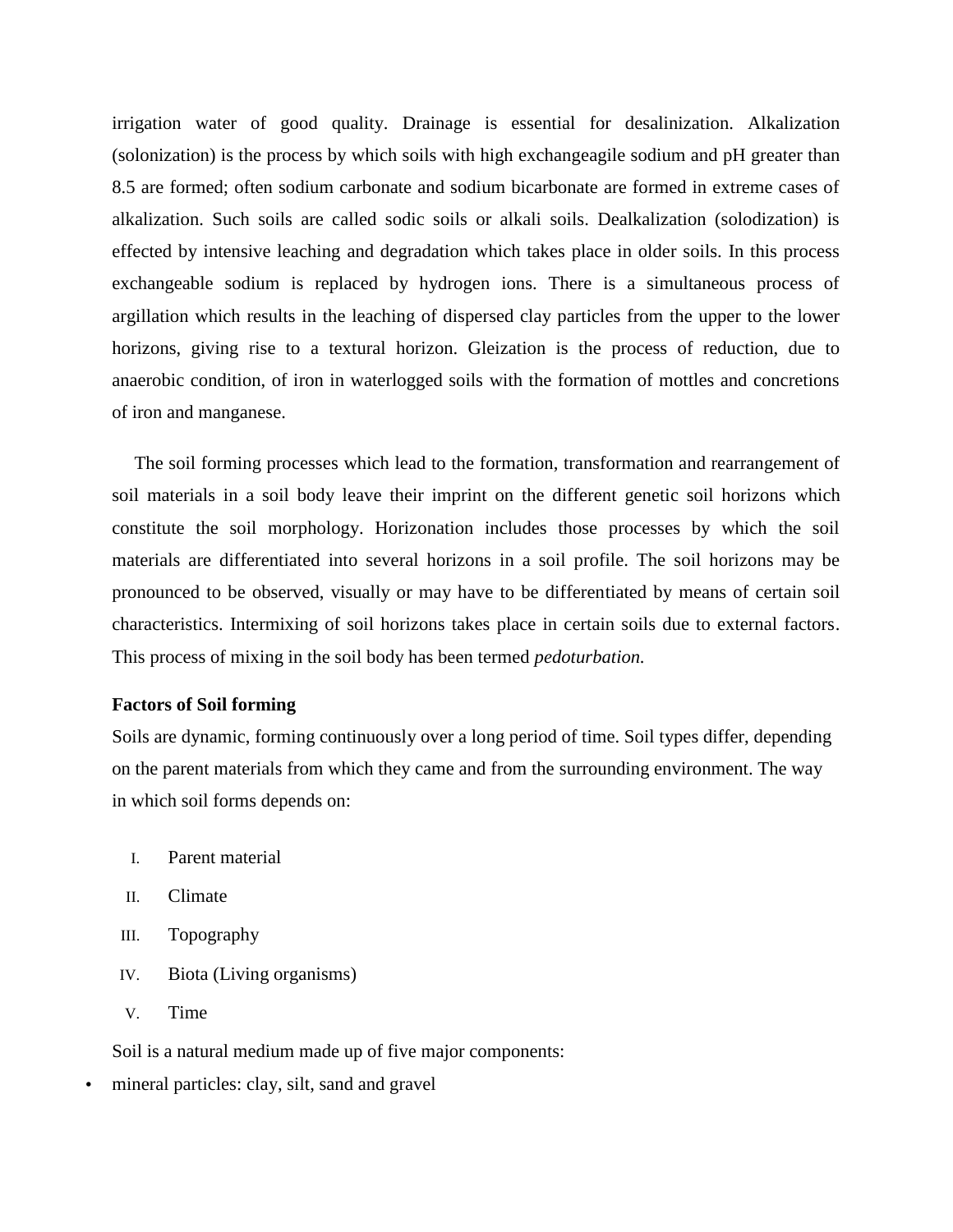irrigation water of good quality. Drainage is essential for desalinization. Alkalization (solonization) is the process by which soils with high exchangeagile sodium and pH greater than 8.5 are formed; often sodium carbonate and sodium bicarbonate are formed in extreme cases of alkalization. Such soils are called sodic soils or alkali soils. Dealkalization (solodization) is effected by intensive leaching and degradation which takes place in older soils. In this process exchangeable sodium is replaced by hydrogen ions. There is a simultaneous process of argillation which results in the leaching of dispersed clay particles from the upper to the lower horizons, giving rise to a textural horizon. Gleization is the process of reduction, due to anaerobic condition, of iron in waterlogged soils with the formation of mottles and concretions of iron and manganese.

The soil forming processes which lead to the formation, transformation and rearrangement of soil materials in a soil body leave their imprint on the different genetic soil horizons which constitute the soil morphology. Horizonation includes those processes by which the soil materials are differentiated into several horizons in a soil profile. The soil horizons may be pronounced to be observed, visually or may have to be differentiated by means of certain soil characteristics. Intermixing of soil horizons takes place in certain soils due to external factors. This process of mixing in the soil body has been termed *pedoturbation.*

**Factors of Soil forming**

Soils are dynamic, forming continuously over a long period of time. Soil types differ, depending on the parent materials from which they came and from the surrounding environment. The way in which soil forms depends on:

I. Parent material
II. Climate
III. Topography
IV. Biota (Living organisms)
V. Time

Soil is a natural medium made up of five major components:

- mineral particles: clay, silt, sand and gravel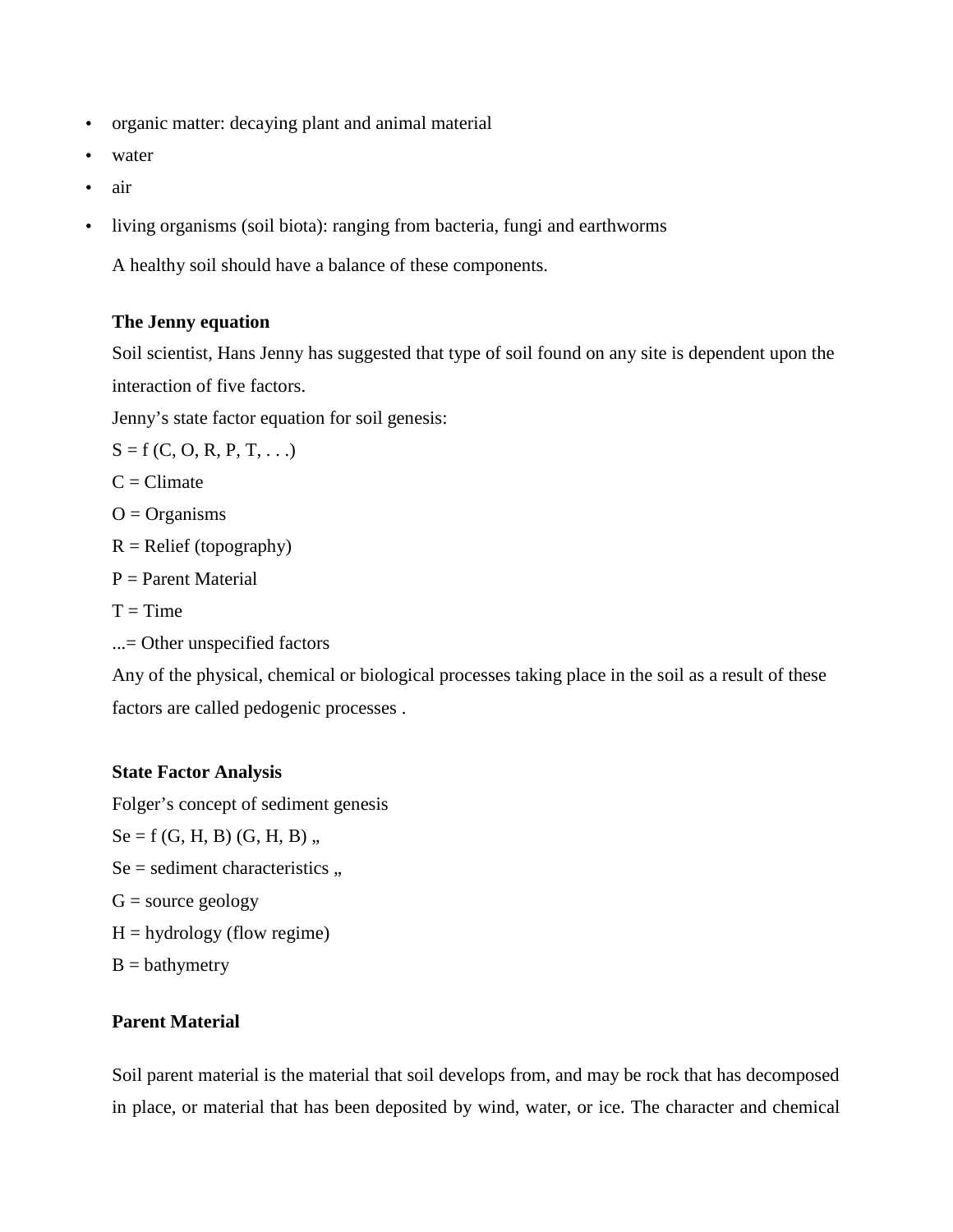- organic matter: decaying plant and animal material
- water
- air
- living organisms (soil biota): ranging from bacteria, fungi and earthworms

A healthy soil should have a balance of these components.

**The Jenny equation**

Soil scientist, Hans Jenny has suggested that type of soil found on any site is dependent upon the interaction of five factors.

Jenny's state factor equation for soil genesis:

$S = f(C, O, R, P, T, \ldots)$

C = Climate

O = Organisms

R = Relief (topography)

P = Parent Material

T = Time

...= Other unspecified factors

Any of the physical, chemical or biological processes taking place in the soil as a result of these factors are called pedogenic processes .

**State Factor Analysis**

Folger's concept of sediment genesis

$Se = f(G, H, B)$ (G, H, B) „

Se = sediment characteristics „

G = source geology

H = hydrology (flow regime)

B = bathymetry

**Parent Material**

Soil parent material is the material that soil develops from, and may be rock that has decomposed in place, or material that has been deposited by wind, water, or ice. The character and chemical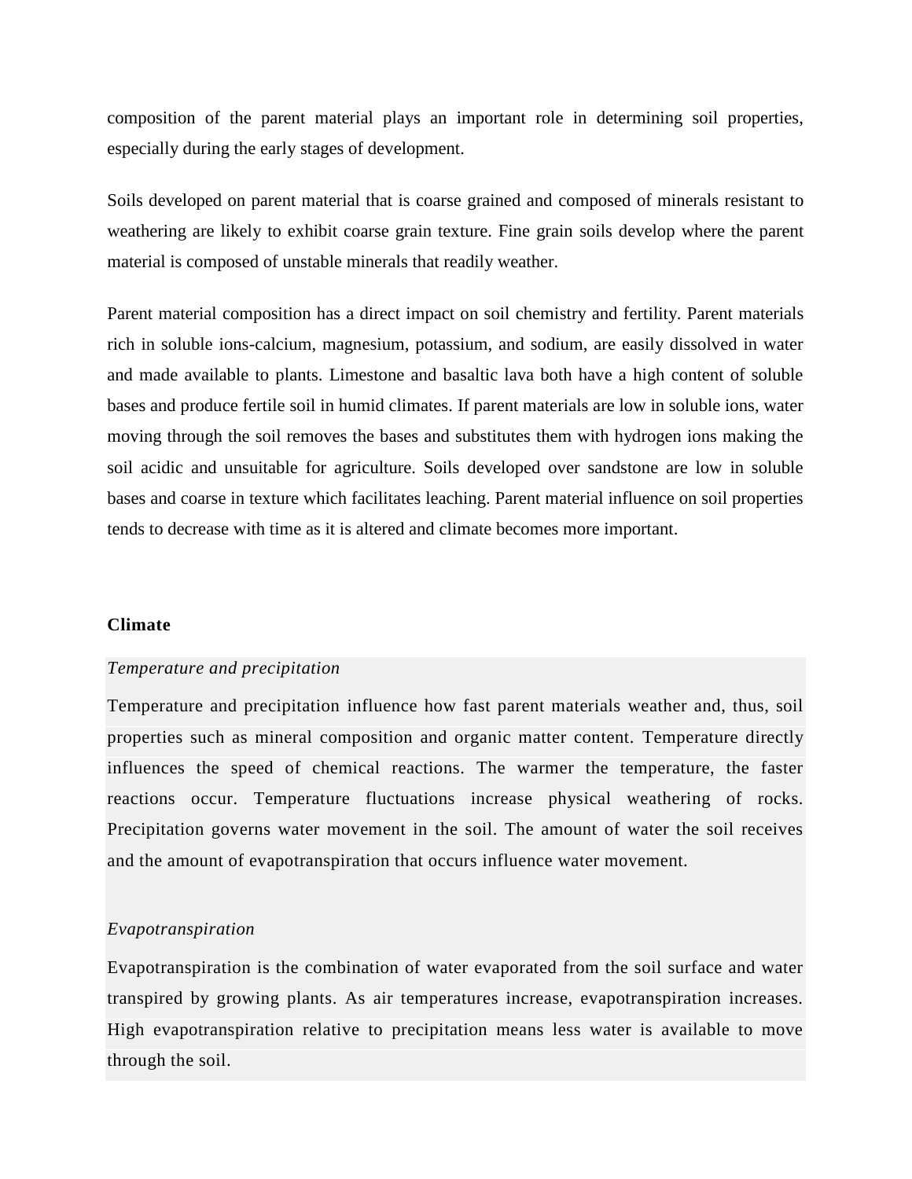composition of the parent material plays an important role in determining soil properties, especially during the early stages of development.

Soils developed on parent material that is coarse grained and composed of minerals resistant to weathering are likely to exhibit coarse grain texture. Fine grain soils develop where the parent material is composed of unstable minerals that readily weather.

Parent material composition has a direct impact on soil chemistry and fertility. Parent materials rich in soluble ions-calcium, magnesium, potassium, and sodium, are easily dissolved in water and made available to plants. Limestone and basaltic lava both have a high content of soluble bases and produce fertile soil in humid climates. If parent materials are low in soluble ions, water moving through the soil removes the bases and substitutes them with hydrogen ions making the soil acidic and unsuitable for agriculture. Soils developed over sandstone are low in soluble bases and coarse in texture which facilitates leaching. Parent material influence on soil properties tends to decrease with time as it is altered and climate becomes more important.

**Climate**

*Temperature and precipitation*

Temperature and precipitation influence how fast parent materials weather and, thus, soil properties such as mineral composition and organic matter content. Temperature directly influences the speed of chemical reactions. The warmer the temperature, the faster reactions occur. Temperature fluctuations increase physical weathering of rocks. Precipitation governs water movement in the soil. The amount of water the soil receives and the amount of evapotranspiration that occurs influence water movement.

*Evapotranspiration*

Evapotranspiration is the combination of water evaporated from the soil surface and water transpired by growing plants. As air temperatures increase, evapotranspiration increases. High evapotranspiration relative to precipitation means less water is available to move through the soil.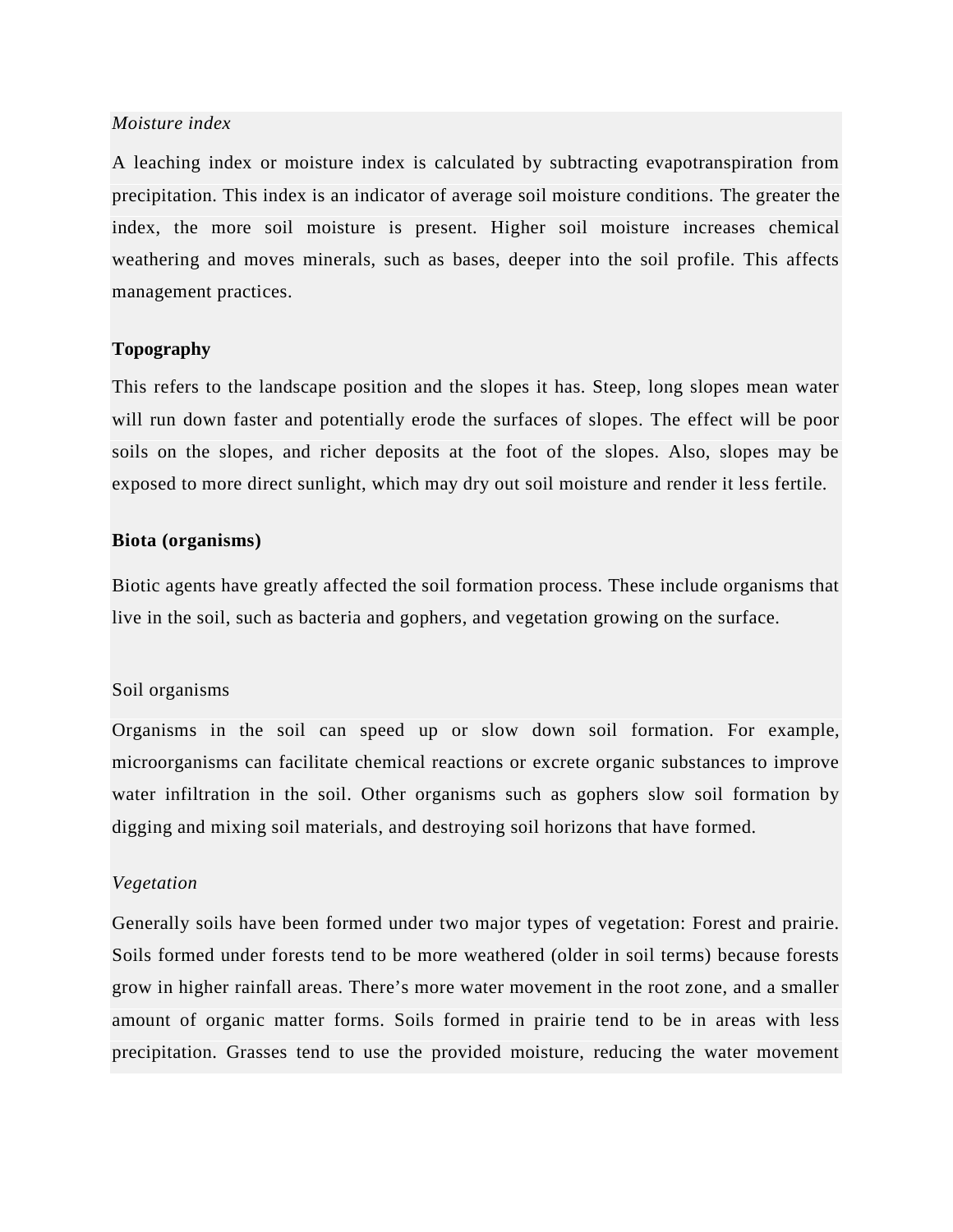*Moisture index*

A leaching index or moisture index is calculated by subtracting evapotranspiration from precipitation. This index is an indicator of average soil moisture conditions. The greater the index, the more soil moisture is present. Higher soil moisture increases chemical weathering and moves minerals, such as bases, deeper into the soil profile. This affects management practices.

**Topography**

This refers to the landscape position and the slopes it has. Steep, long slopes mean water will run down faster and potentially erode the surfaces of slopes. The effect will be poor soils on the slopes, and richer deposits at the foot of the slopes. Also, slopes may be exposed to more direct sunlight, which may dry out soil moisture and render it less fertile.

**Biota (organisms)**

Biotic agents have greatly affected the soil formation process. These include organisms that live in the soil, such as bacteria and gophers, and vegetation growing on the surface.

Soil organisms

Organisms in the soil can speed up or slow down soil formation. For example, microorganisms can facilitate chemical reactions or excrete organic substances to improve water infiltration in the soil. Other organisms such as gophers slow soil formation by digging and mixing soil materials, and destroying soil horizons that have formed.

*Vegetation*

Generally soils have been formed under two major types of vegetation: Forest and prairie. Soils formed under forests tend to be more weathered (older in soil terms) because forests grow in higher rainfall areas. There's more water movement in the root zone, and a smaller amount of organic matter forms. Soils formed in prairie tend to be in areas with less precipitation. Grasses tend to use the provided moisture, reducing the water movement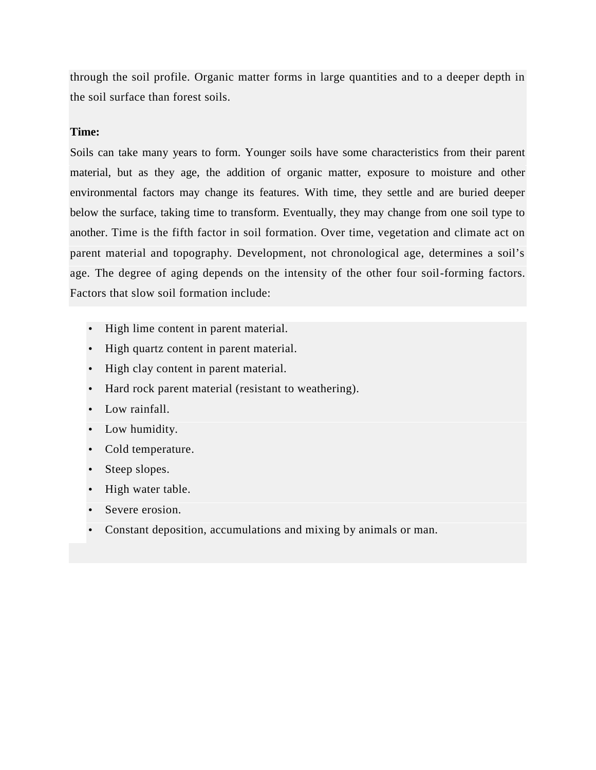through the soil profile. Organic matter forms in large quantities and to a deeper depth in the soil surface than forest soils.

**Time:**

Soils can take many years to form. Younger soils have some characteristics from their parent material, but as they age, the addition of organic matter, exposure to moisture and other environmental factors may change its features. With time, they settle and are buried deeper below the surface, taking time to transform. Eventually, they may change from one soil type to another. Time is the fifth factor in soil formation. Over time, vegetation and climate act on parent material and topography. Development, not chronological age, determines a soil's age. The degree of aging depends on the intensity of the other four soil-forming factors. Factors that slow soil formation include:

- High lime content in parent material.
- High quartz content in parent material.
- High clay content in parent material.
- Hard rock parent material (resistant to weathering).
- Low rainfall.
- Low humidity.
- Cold temperature.
- Steep slopes.
- High water table.
- Severe erosion.
- Constant deposition, accumulations and mixing by animals or man.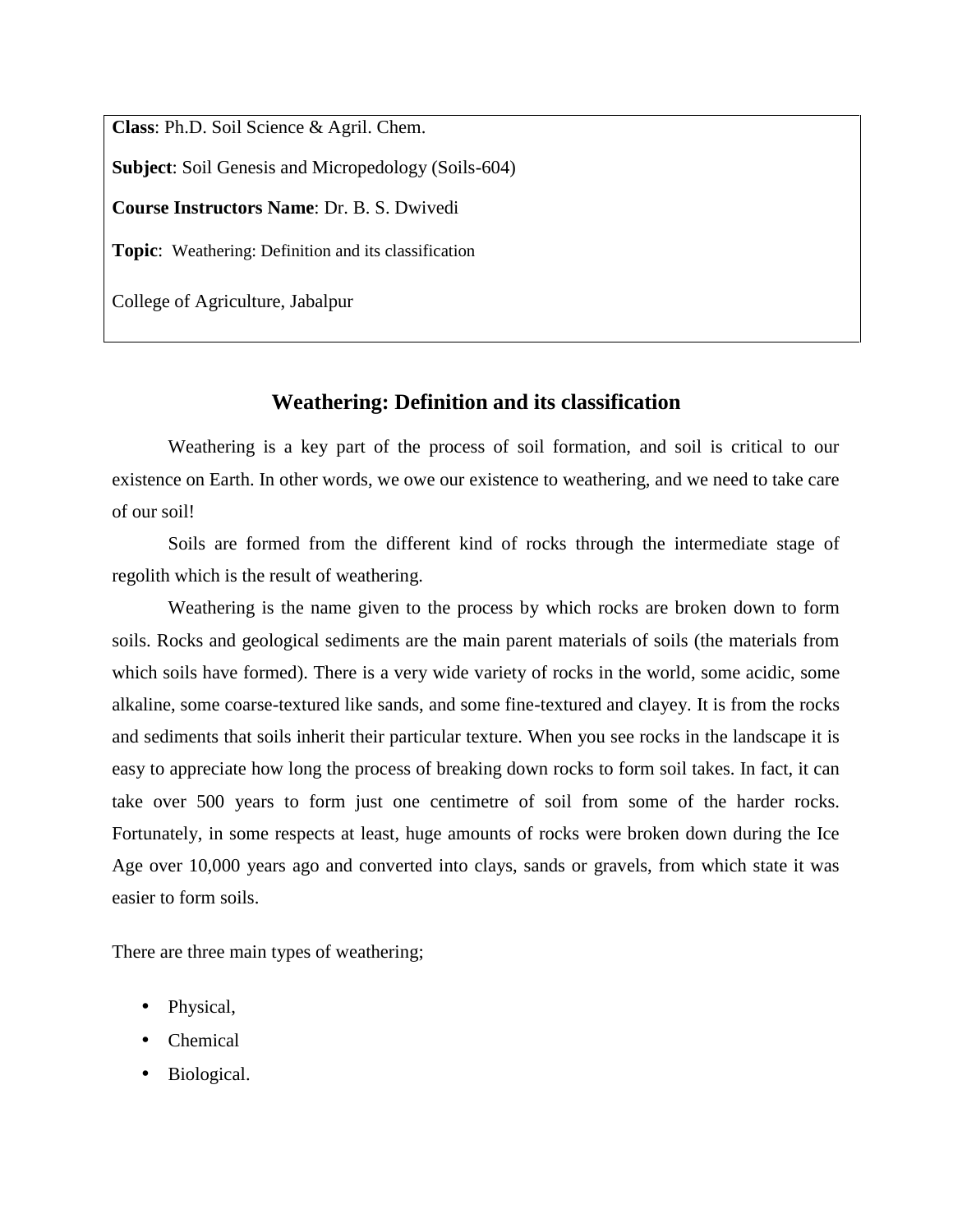**Class**: Ph.D. Soil Science & Agril. Chem.

**Subject**: Soil Genesis and Micropedology (Soils-604)

**Course Instructors Name**: Dr. B. S. Dwivedi

**Topic**: Weathering: Definition and its classification

College of Agriculture, Jabalpur

## Weathering: Definition and its classification

Weathering is a key part of the process of soil formation, and soil is critical to our existence on Earth. In other words, we owe our existence to weathering, and we need to take care of our soil!

Soils are formed from the different kind of rocks through the intermediate stage of regolith which is the result of weathering.

Weathering is the name given to the process by which rocks are broken down to form soils. Rocks and geological sediments are the main parent materials of soils (the materials from which soils have formed). There is a very wide variety of rocks in the world, some acidic, some alkaline, some coarse-textured like sands, and some fine-textured and clayey. It is from the rocks and sediments that soils inherit their particular texture. When you see rocks in the landscape it is easy to appreciate how long the process of breaking down rocks to form soil takes. In fact, it can take over 500 years to form just one centimetre of soil from some of the harder rocks. Fortunately, in some respects at least, huge amounts of rocks were broken down during the Ice Age over 10,000 years ago and converted into clays, sands or gravels, from which state it was easier to form soils.

There are three main types of weathering;

- Physical,
- Chemical
- Biological.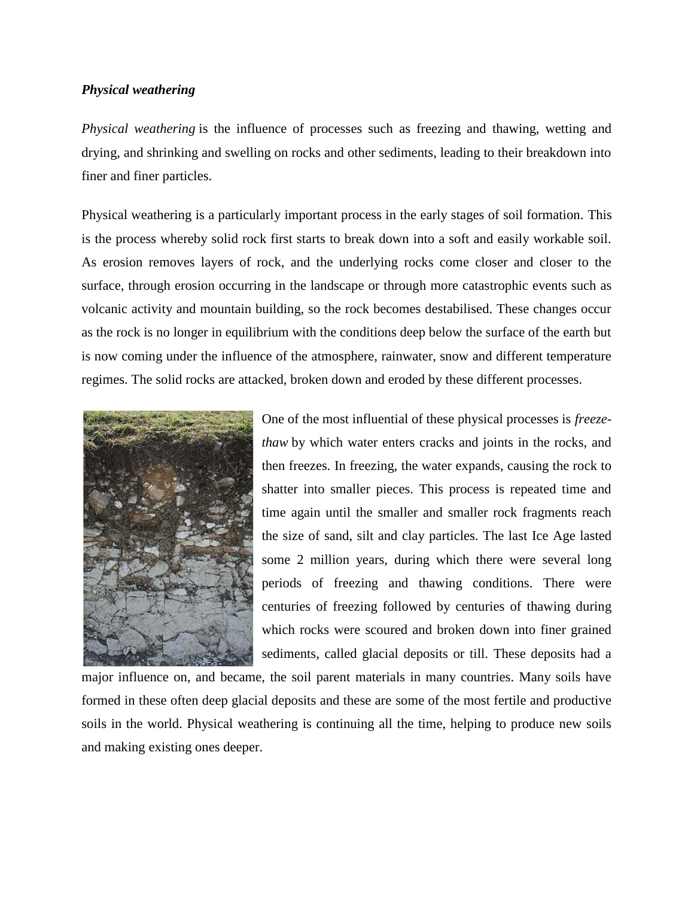***Physical weathering***

*Physical weathering* is the influence of processes such as freezing and thawing, wetting and drying, and shrinking and swelling on rocks and other sediments, leading to their breakdown into finer and finer particles.

Physical weathering is a particularly important process in the early stages of soil formation. This is the process whereby solid rock first starts to break down into a soft and easily workable soil. As erosion removes layers of rock, and the underlying rocks come closer and closer to the surface, through erosion occurring in the landscape or through more catastrophic events such as volcanic activity and mountain building, so the rock becomes destabilised. These changes occur as the rock is no longer in equilibrium with the conditions deep below the surface of the earth but is now coming under the influence of the atmosphere, rainwater, snow and different temperature regimes. The solid rocks are attacked, broken down and eroded by these different processes.

One of the most influential of these physical processes is *freeze-thaw* by which water enters cracks and joints in the rocks, and then freezes. In freezing, the water expands, causing the rock to shatter into smaller pieces. This process is repeated time and time again until the smaller and smaller rock fragments reach the size of sand, silt and clay particles. The last Ice Age lasted some 2 million years, during which there were several long periods of freezing and thawing conditions. There were centuries of freezing followed by centuries of thawing during which rocks were scoured and broken down into finer grained sediments, called glacial deposits or till. These deposits had a major influence on, and became, the soil parent materials in many countries. Many soils have formed in these often deep glacial deposits and these are some of the most fertile and productive soils in the world. Physical weathering is continuing all the time, helping to produce new soils and making existing ones deeper.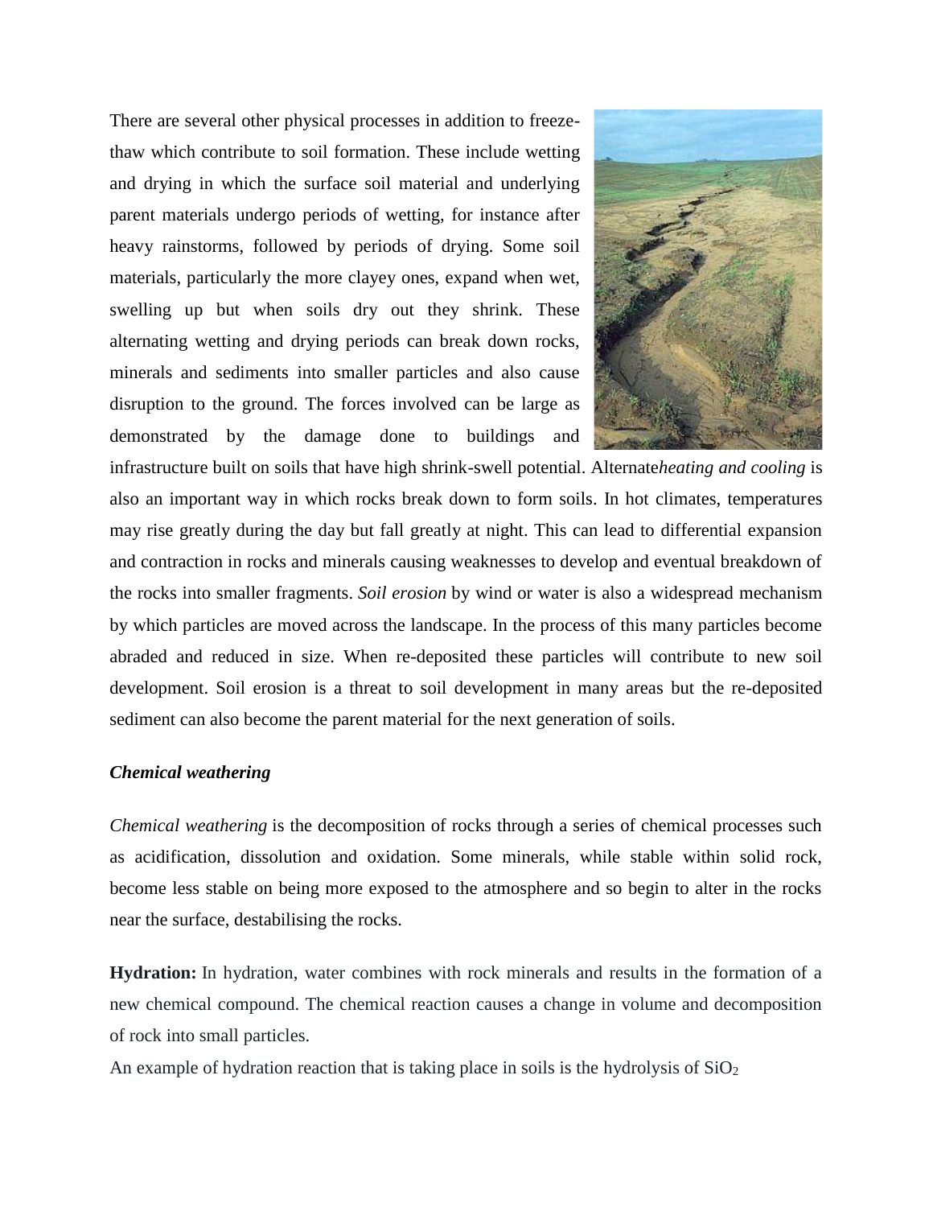There are several other physical processes in addition to freeze-thaw which contribute to soil formation. These include wetting and drying in which the surface soil material and underlying parent materials undergo periods of wetting, for instance after heavy rainstorms, followed by periods of drying. Some soil materials, particularly the more clayey ones, expand when wet, swelling up but when soils dry out they shrink. These alternating wetting and drying periods can break down rocks, minerals and sediments into smaller particles and also cause disruption to the ground. The forces involved can be large as demonstrated by the damage done to buildings and infrastructure built on soils that have high shrink-swell potential. Alternate*heating and cooling* is also an important way in which rocks break down to form soils. In hot climates, temperatures may rise greatly during the day but fall greatly at night. This can lead to differential expansion and contraction in rocks and minerals causing weaknesses to develop and eventual breakdown of the rocks into smaller fragments. *Soil erosion* by wind or water is also a widespread mechanism by which particles are moved across the landscape. In the process of this many particles become abraded and reduced in size. When re-deposited these particles will contribute to new soil development. Soil erosion is a threat to soil development in many areas but the re-deposited sediment can also become the parent material for the next generation of soils.

### *Chemical weathering*

*Chemical weathering* is the decomposition of rocks through a series of chemical processes such as acidification, dissolution and oxidation. Some minerals, while stable within solid rock, become less stable on being more exposed to the atmosphere and so begin to alter in the rocks near the surface, destabilising the rocks.

**Hydration:** In hydration, water combines with rock minerals and results in the formation of a new chemical compound. The chemical reaction causes a change in volume and decomposition of rock into small particles.

An example of hydration reaction that is taking place in soils is the hydrolysis of $SiO_2$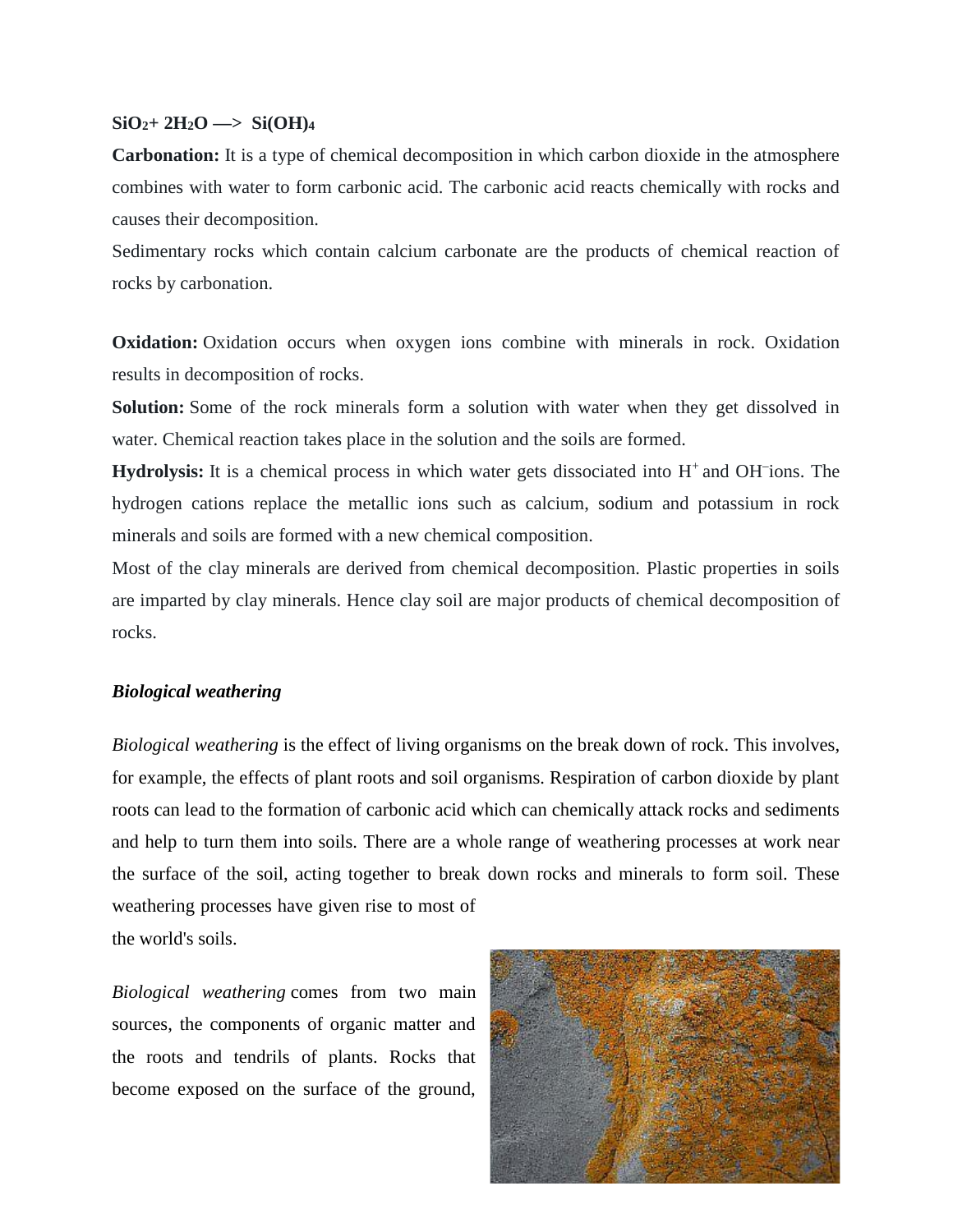$SiO_2 + 2H_2O \longrightarrow Si(OH)_4$

**Carbonation:** It is a type of chemical decomposition in which carbon dioxide in the atmosphere combines with water to form carbonic acid. The carbonic acid reacts chemically with rocks and causes their decomposition.

Sedimentary rocks which contain calcium carbonate are the products of chemical reaction of rocks by carbonation.

**Oxidation:** Oxidation occurs when oxygen ions combine with minerals in rock. Oxidation results in decomposition of rocks.

**Solution:** Some of the rock minerals form a solution with water when they get dissolved in water. Chemical reaction takes place in the solution and the soils are formed.

**Hydrolysis:** It is a chemical process in which water gets dissociated into $H^+$ and $OH^-$ ions. The hydrogen cations replace the metallic ions such as calcium, sodium and potassium in rock minerals and soils are formed with a new chemical composition.

Most of the clay minerals are derived from chemical decomposition. Plastic properties in soils are imparted by clay minerals. Hence clay soil are major products of chemical decomposition of rocks.

***Biological weathering***

*Biological weathering* is the effect of living organisms on the break down of rock. This involves, for example, the effects of plant roots and soil organisms. Respiration of carbon dioxide by plant roots can lead to the formation of carbonic acid which can chemically attack rocks and sediments and help to turn them into soils. There are a whole range of weathering processes at work near the surface of the soil, acting together to break down rocks and minerals to form soil. These weathering processes have given rise to most of the world's soils.

*Biological weathering* comes from two main sources, the components of organic matter and the roots and tendrils of plants. Rocks that become exposed on the surface of the ground,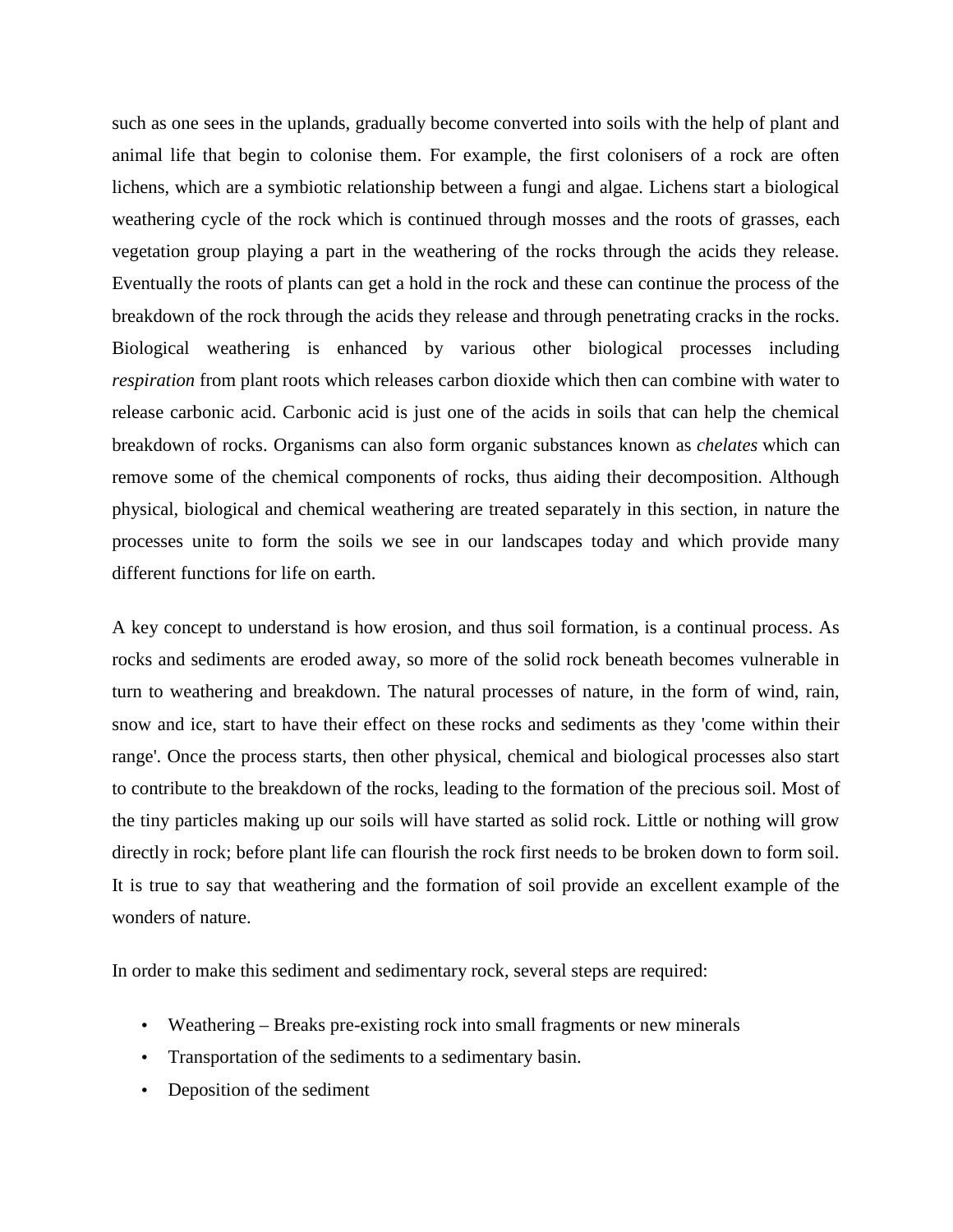such as one sees in the uplands, gradually become converted into soils with the help of plant and animal life that begin to colonise them. For example, the first colonisers of a rock are often lichens, which are a symbiotic relationship between a fungi and algae. Lichens start a biological weathering cycle of the rock which is continued through mosses and the roots of grasses, each vegetation group playing a part in the weathering of the rocks through the acids they release. Eventually the roots of plants can get a hold in the rock and these can continue the process of the breakdown of the rock through the acids they release and through penetrating cracks in the rocks. Biological weathering is enhanced by various other biological processes including *respiration* from plant roots which releases carbon dioxide which then can combine with water to release carbonic acid. Carbonic acid is just one of the acids in soils that can help the chemical breakdown of rocks. Organisms can also form organic substances known as *chelates* which can remove some of the chemical components of rocks, thus aiding their decomposition. Although physical, biological and chemical weathering are treated separately in this section, in nature the processes unite to form the soils we see in our landscapes today and which provide many different functions for life on earth.

A key concept to understand is how erosion, and thus soil formation, is a continual process. As rocks and sediments are eroded away, so more of the solid rock beneath becomes vulnerable in turn to weathering and breakdown. The natural processes of nature, in the form of wind, rain, snow and ice, start to have their effect on these rocks and sediments as they 'come within their range'. Once the process starts, then other physical, chemical and biological processes also start to contribute to the breakdown of the rocks, leading to the formation of the precious soil. Most of the tiny particles making up our soils will have started as solid rock. Little or nothing will grow directly in rock; before plant life can flourish the rock first needs to be broken down to form soil. It is true to say that weathering and the formation of soil provide an excellent example of the wonders of nature.

In order to make this sediment and sedimentary rock, several steps are required:

- Weathering – Breaks pre-existing rock into small fragments or new minerals
- Transportation of the sediments to a sedimentary basin.
- Deposition of the sediment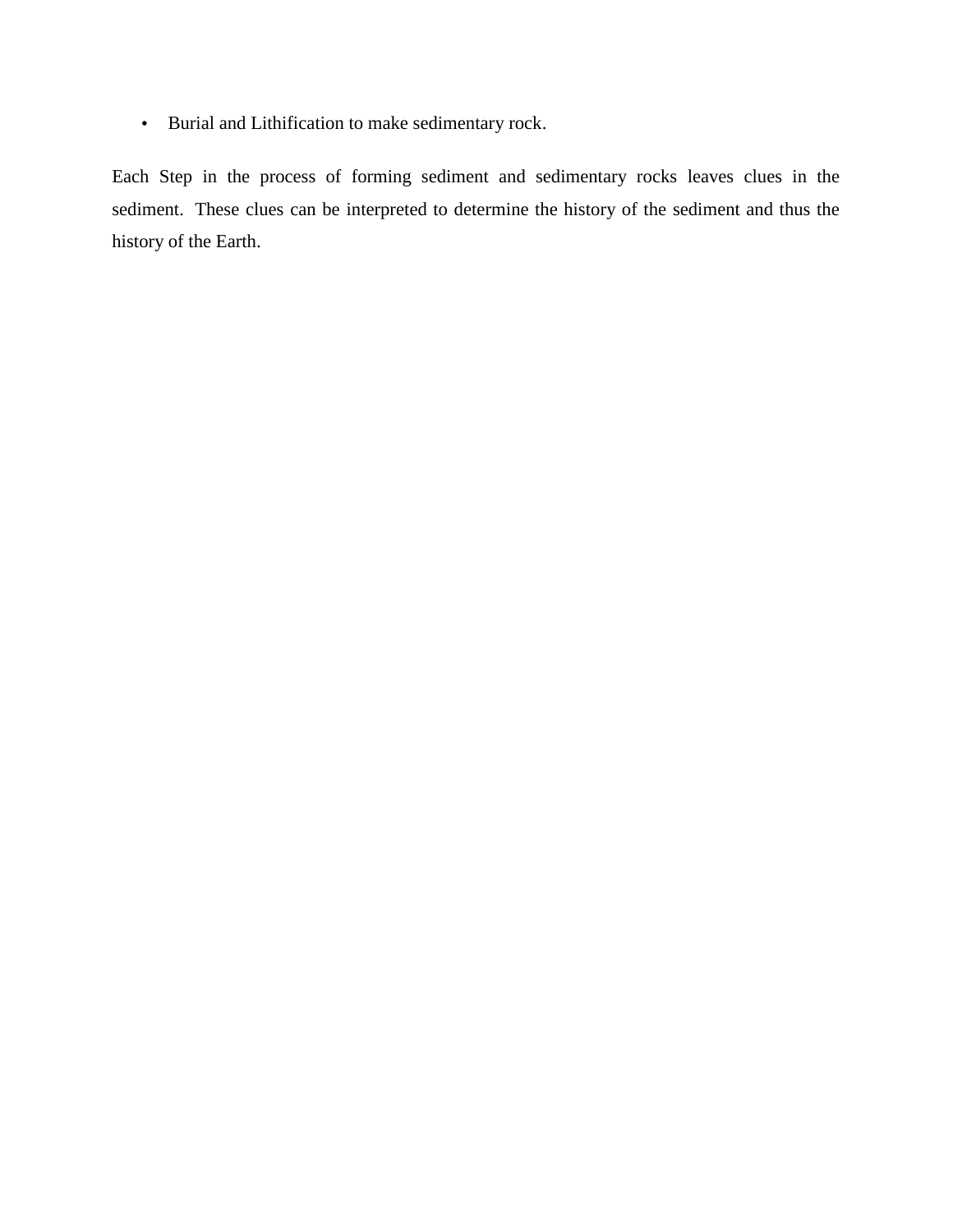- Burial and Lithification to make sedimentary rock.

Each Step in the process of forming sediment and sedimentary rocks leaves clues in the sediment. These clues can be interpreted to determine the history of the sediment and thus the history of the Earth.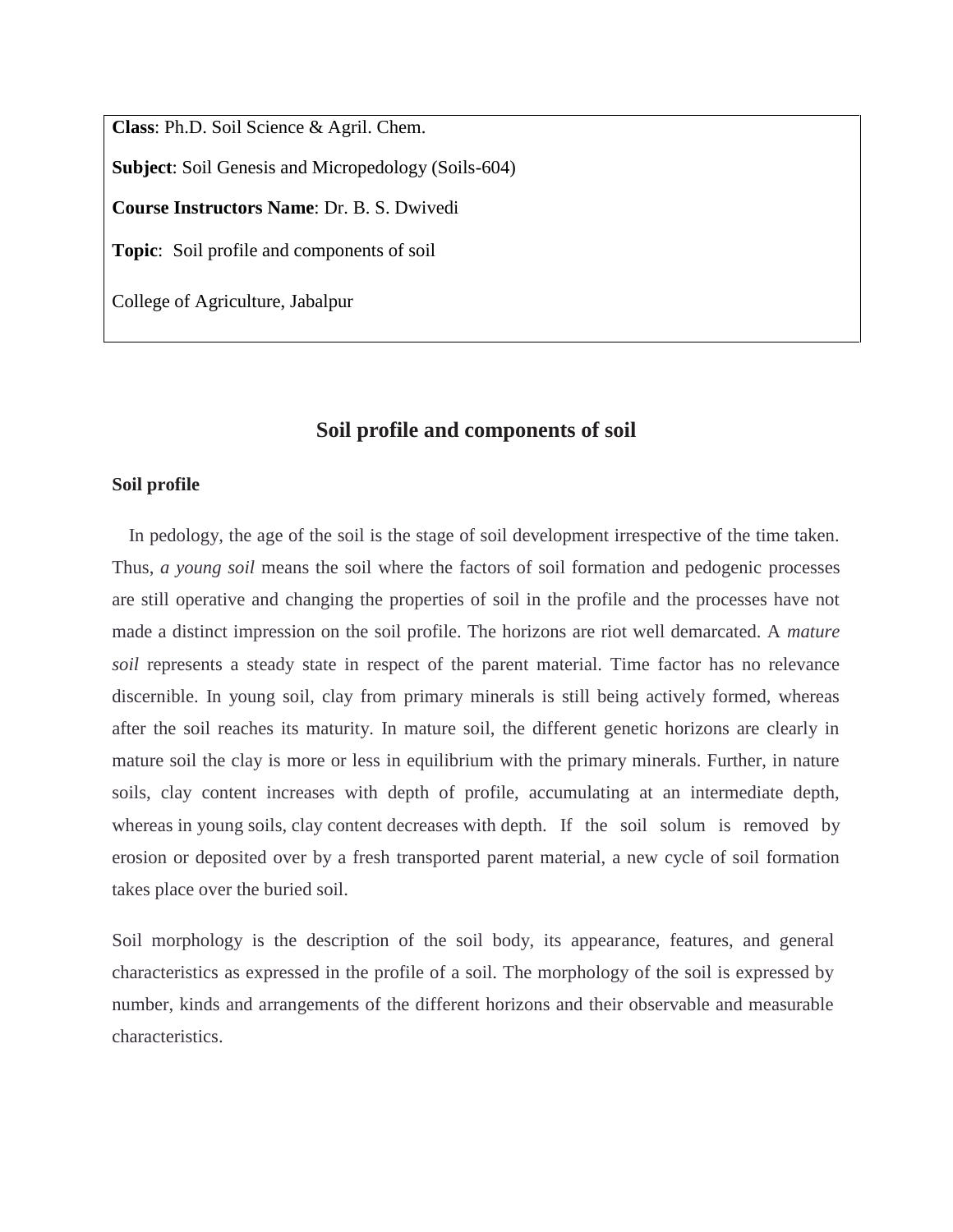**Class**: Ph.D. Soil Science & Agril. Chem.

**Subject**: Soil Genesis and Micropedology (Soils-604)

**Course Instructors Name**: Dr. B. S. Dwivedi

**Topic**: Soil profile and components of soil

College of Agriculture, Jabalpur

## Soil profile and components of soil

### Soil profile

In pedology, the age of the soil is the stage of soil development irrespective of the time taken. Thus, *a young soil* means the soil where the factors of soil formation and pedogenic processes are still operative and changing the properties of soil in the profile and the processes have not made a distinct impression on the soil profile. The horizons are riot well demarcated. A *mature soil* represents a steady state in respect of the parent material. Time factor has no relevance discernible. In young soil, clay from primary minerals is still being actively formed, whereas after the soil reaches its maturity. In mature soil, the different genetic horizons are clearly in mature soil the clay is more or less in equilibrium with the primary minerals. Further, in nature soils, clay content increases with depth of profile, accumulating at an intermediate depth, whereas in young soils, clay content decreases with depth. If the soil solum is removed by erosion or deposited over by a fresh transported parent material, a new cycle of soil formation takes place over the buried soil.

Soil morphology is the description of the soil body, its appearance, features, and general characteristics as expressed in the profile of a soil. The morphology of the soil is expressed by number, kinds and arrangements of the different horizons and their observable and measurable characteristics.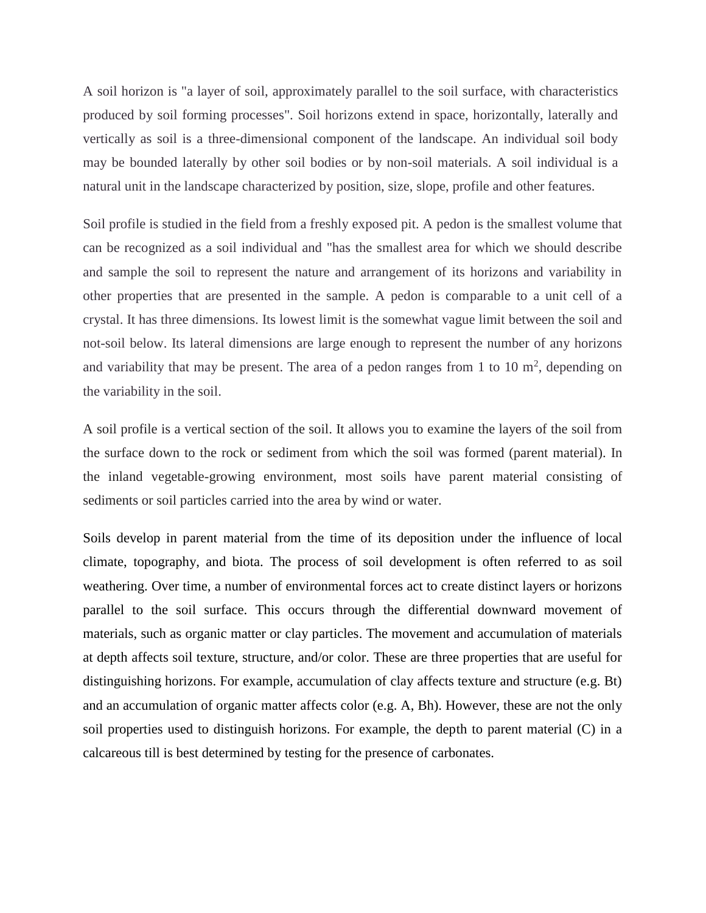A soil horizon is "a layer of soil, approximately parallel to the soil surface, with characteristics produced by soil forming processes". Soil horizons extend in space, horizontally, laterally and vertically as soil is a three-dimensional component of the landscape. An individual soil body may be bounded laterally by other soil bodies or by non-soil materials. A soil individual is a natural unit in the landscape characterized by position, size, slope, profile and other features.

Soil profile is studied in the field from a freshly exposed pit. A pedon is the smallest volume that can be recognized as a soil individual and "has the smallest area for which we should describe and sample the soil to represent the nature and arrangement of its horizons and variability in other properties that are presented in the sample. A pedon is comparable to a unit cell of a crystal. It has three dimensions. Its lowest limit is the somewhat vague limit between the soil and not-soil below. Its lateral dimensions are large enough to represent the number of any horizons and variability that may be present. The area of a pedon ranges from 1 to 10 $m^2$, depending on the variability in the soil.

A soil profile is a vertical section of the soil. It allows you to examine the layers of the soil from the surface down to the rock or sediment from which the soil was formed (parent material). In the inland vegetable-growing environment, most soils have parent material consisting of sediments or soil particles carried into the area by wind or water.

Soils develop in parent material from the time of its deposition under the influence of local climate, topography, and biota. The process of soil development is often referred to as soil weathering. Over time, a number of environmental forces act to create distinct layers or horizons parallel to the soil surface. This occurs through the differential downward movement of materials, such as organic matter or clay particles. The movement and accumulation of materials at depth affects soil texture, structure, and/or color. These are three properties that are useful for distinguishing horizons. For example, accumulation of clay affects texture and structure (e.g. Bt) and an accumulation of organic matter affects color (e.g. A, Bh). However, these are not the only soil properties used to distinguish horizons. For example, the depth to parent material (C) in a calcareous till is best determined by testing for the presence of carbonates.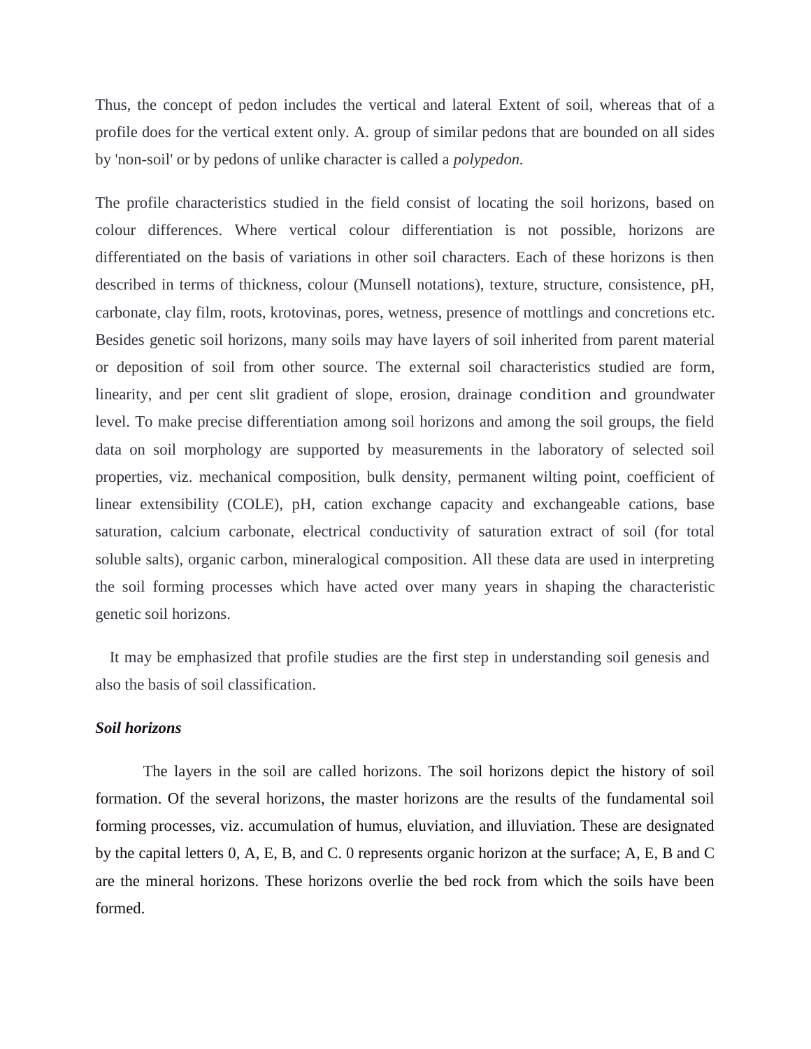Thus, the concept of pedon includes the vertical and lateral Extent of soil, whereas that of a profile does for the vertical extent only. A. group of similar pedons that are bounded on all sides by 'non-soil' or by pedons of unlike character is called a *polypedon.*

The profile characteristics studied in the field consist of locating the soil horizons, based on colour differences. Where vertical colour differentiation is not possible, horizons are differentiated on the basis of variations in other soil characters. Each of these horizons is then described in terms of thickness, colour (Munsell notations), texture, structure, consistence, pH, carbonate, clay film, roots, krotovinas, pores, wetness, presence of mottlings and concretions etc. Besides genetic soil horizons, many soils may have layers of soil inherited from parent material or deposition of soil from other source. The external soil characteristics studied are form, linearity, and per cent slit gradient of slope, erosion, drainage condition and groundwater level. To make precise differentiation among soil horizons and among the soil groups, the field data on soil morphology are supported by measurements in the laboratory of selected soil properties, viz. mechanical composition, bulk density, permanent wilting point, coefficient of linear extensibility (COLE), pH, cation exchange capacity and exchangeable cations, base saturation, calcium carbonate, electrical conductivity of saturation extract of soil (for total soluble salts), organic carbon, mineralogical composition. All these data are used in interpreting the soil forming processes which have acted over many years in shaping the characteristic genetic soil horizons.

It may be emphasized that profile studies are the first step in understanding soil genesis and also the basis of soil classification.

***Soil horizons***

The layers in the soil are called horizons. The soil horizons depict the history of soil formation. Of the several horizons, the master horizons are the results of the fundamental soil forming processes, viz. accumulation of humus, eluviation, and illuviation. These are designated by the capital letters 0, A, E, B, and C. 0 represents organic horizon at the surface; A, E, B and C are the mineral horizons. These horizons overlie the bed rock from which the soils have been formed.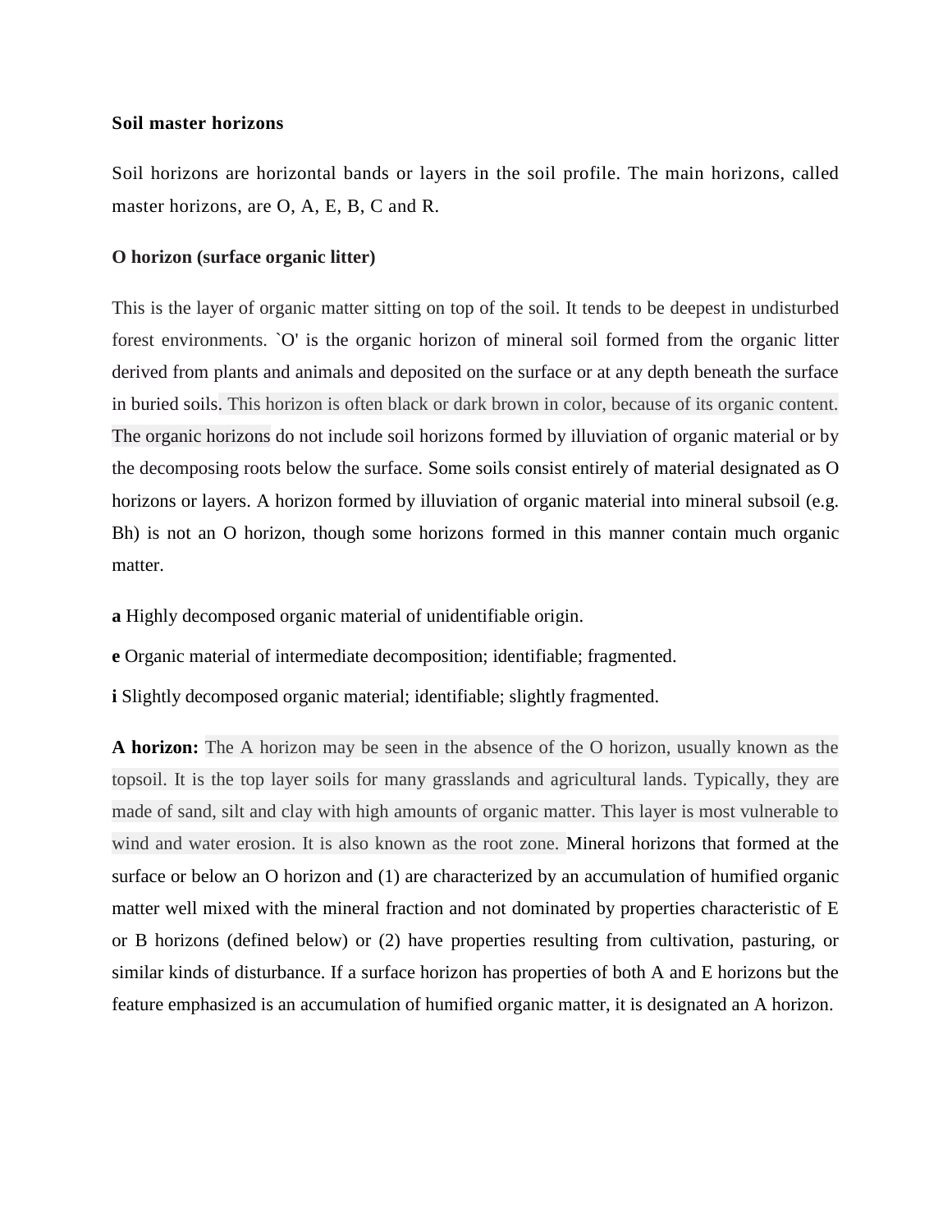**Soil master horizons**

Soil horizons are horizontal bands or layers in the soil profile. The main horizons, called master horizons, are O, A, E, B, C and R.

**O horizon (surface organic litter)**

This is the layer of organic matter sitting on top of the soil. It tends to be deepest in undisturbed forest environments. `O' is the organic horizon of mineral soil formed from the organic litter derived from plants and animals and deposited on the surface or at any depth beneath the surface in buried soils. This horizon is often black or dark brown in color, because of its organic content. The organic horizons do not include soil horizons formed by illuviation of organic material or by the decomposing roots below the surface. Some soils consist entirely of material designated as O horizons or layers. A horizon formed by illuviation of organic material into mineral subsoil (e.g. Bh) is not an O horizon, though some horizons formed in this manner contain much organic matter.

**a** Highly decomposed organic material of unidentifiable origin.

**e** Organic material of intermediate decomposition; identifiable; fragmented.

**i** Slightly decomposed organic material; identifiable; slightly fragmented.

**A horizon:** The A horizon may be seen in the absence of the O horizon, usually known as the topsoil. It is the top layer soils for many grasslands and agricultural lands. Typically, they are made of sand, silt and clay with high amounts of organic matter. This layer is most vulnerable to wind and water erosion. It is also known as the root zone. Mineral horizons that formed at the surface or below an O horizon and (1) are characterized by an accumulation of humified organic matter well mixed with the mineral fraction and not dominated by properties characteristic of E or B horizons (defined below) or (2) have properties resulting from cultivation, pasturing, or similar kinds of disturbance. If a surface horizon has properties of both A and E horizons but the feature emphasized is an accumulation of humified organic matter, it is designated an A horizon.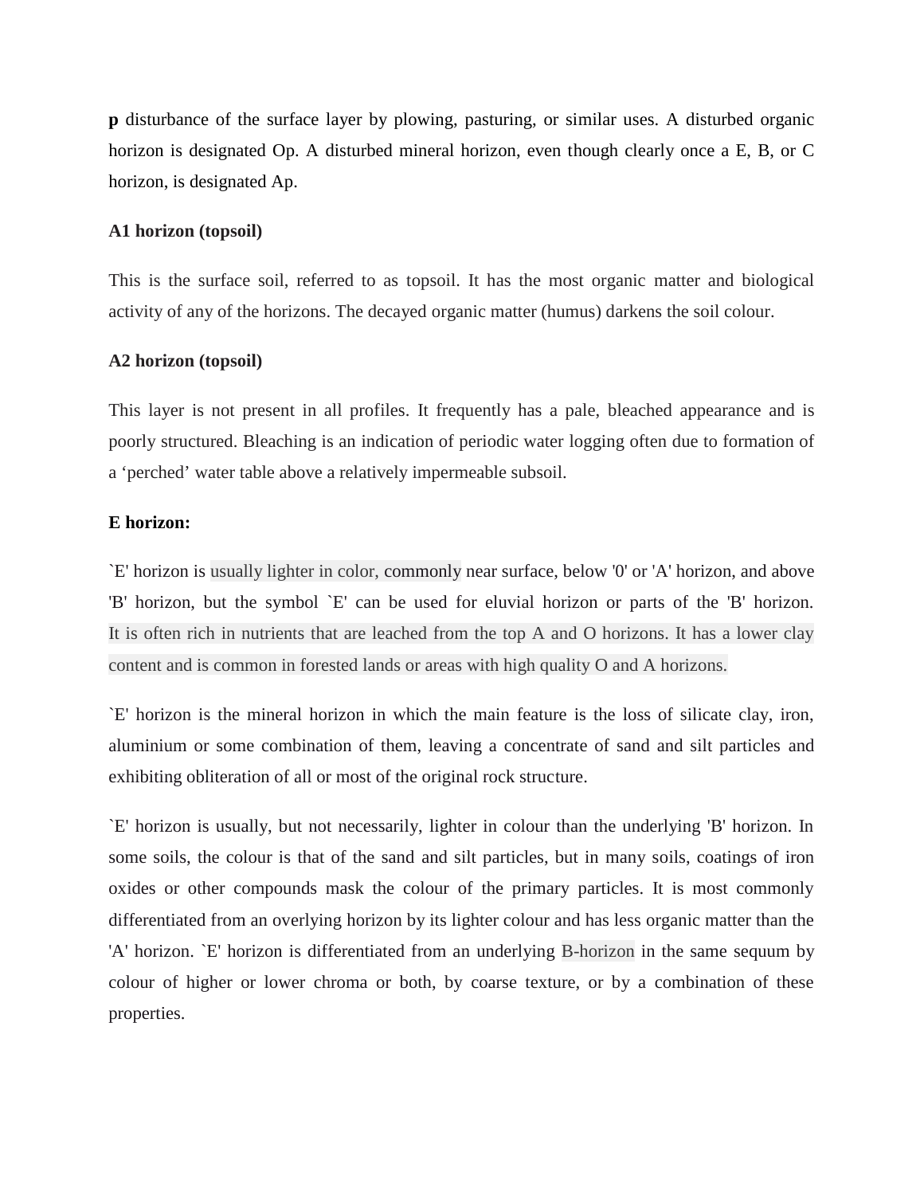**p** disturbance of the surface layer by plowing, pasturing, or similar uses. A disturbed organic horizon is designated Op. A disturbed mineral horizon, even though clearly once a E, B, or C horizon, is designated Ap.

**A1 horizon (topsoil)**

This is the surface soil, referred to as topsoil. It has the most organic matter and biological activity of any of the horizons. The decayed organic matter (humus) darkens the soil colour.

**A2 horizon (topsoil)**

This layer is not present in all profiles. It frequently has a pale, bleached appearance and is poorly structured. Bleaching is an indication of periodic water logging often due to formation of a 'perched' water table above a relatively impermeable subsoil.

**E horizon:**

`E' horizon is usually lighter in color, commonly near surface, below '0' or 'A' horizon, and above 'B' horizon, but the symbol `E' can be used for eluvial horizon or parts of the 'B' horizon. It is often rich in nutrients that are leached from the top A and O horizons. It has a lower clay content and is common in forested lands or areas with high quality O and A horizons.

`E' horizon is the mineral horizon in which the main feature is the loss of silicate clay, iron, aluminium or some combination of them, leaving a concentrate of sand and silt particles and exhibiting obliteration of all or most of the original rock structure.

`E' horizon is usually, but not necessarily, lighter in colour than the underlying 'B' horizon. In some soils, the colour is that of the sand and silt particles, but in many soils, coatings of iron oxides or other compounds mask the colour of the primary particles. It is most commonly differentiated from an overlying horizon by its lighter colour and has less organic matter than the 'A' horizon. `E' horizon is differentiated from an underlying B-horizon in the same sequum by colour of higher or lower chroma or both, by coarse texture, or by a combination of these properties.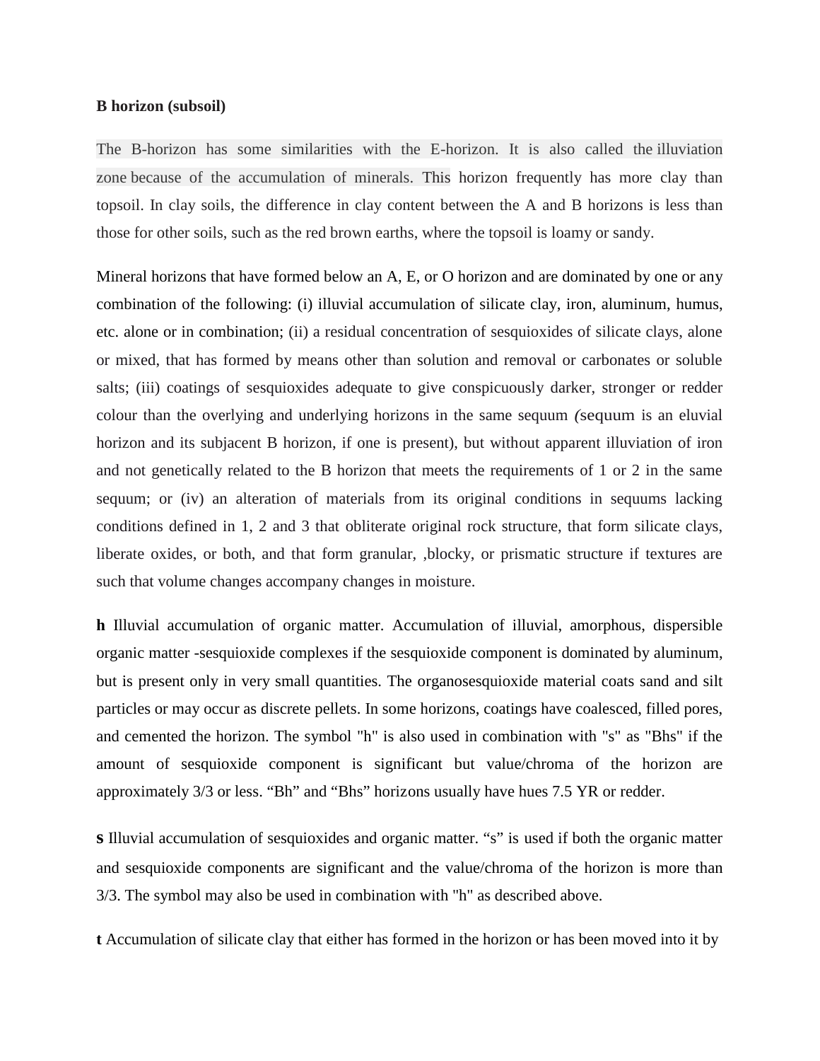**B horizon (subsoil)**

The B-horizon has some similarities with the E-horizon. It is also called the illuviation zone because of the accumulation of minerals. This horizon frequently has more clay than topsoil. In clay soils, the difference in clay content between the A and B horizons is less than those for other soils, such as the red brown earths, where the topsoil is loamy or sandy.

Mineral horizons that have formed below an A, E, or O horizon and are dominated by one or any combination of the following: (i) illuvial accumulation of silicate clay, iron, aluminum, humus, etc. alone or in combination; (ii) a residual concentration of sesquioxides of silicate clays, alone or mixed, that has formed by means other than solution and removal or carbonates or soluble salts; (iii) coatings of sesquioxides adequate to give conspicuously darker, stronger or redder colour than the overlying and underlying horizons in the same sequum *(*sequum is an eluvial horizon and its subjacent B horizon, if one is present), but without apparent illuviation of iron and not genetically related to the B horizon that meets the requirements of 1 or 2 in the same sequum; or (iv) an alteration of materials from its original conditions in sequums lacking conditions defined in 1, 2 and 3 that obliterate original rock structure, that form silicate clays, liberate oxides, or both, and that form granular, ,blocky, or prismatic structure if textures are such that volume changes accompany changes in moisture.

**h** Illuvial accumulation of organic matter. Accumulation of illuvial, amorphous, dispersible organic matter -sesquioxide complexes if the sesquioxide component is dominated by aluminum, but is present only in very small quantities. The organosesquioxide material coats sand and silt particles or may occur as discrete pellets. In some horizons, coatings have coalesced, filled pores, and cemented the horizon. The symbol "h" is also used in combination with "s" as "Bhs" if the amount of sesquioxide component is significant but value/chroma of the horizon are approximately 3/3 or less. “Bh” and “Bhs” horizons usually have hues 7.5 YR or redder.

**s** Illuvial accumulation of sesquioxides and organic matter. “s” is used if both the organic matter and sesquioxide components are significant and the value/chroma of the horizon is more than 3/3. The symbol may also be used in combination with "h" as described above.

**t** Accumulation of silicate clay that either has formed in the horizon or has been moved into it by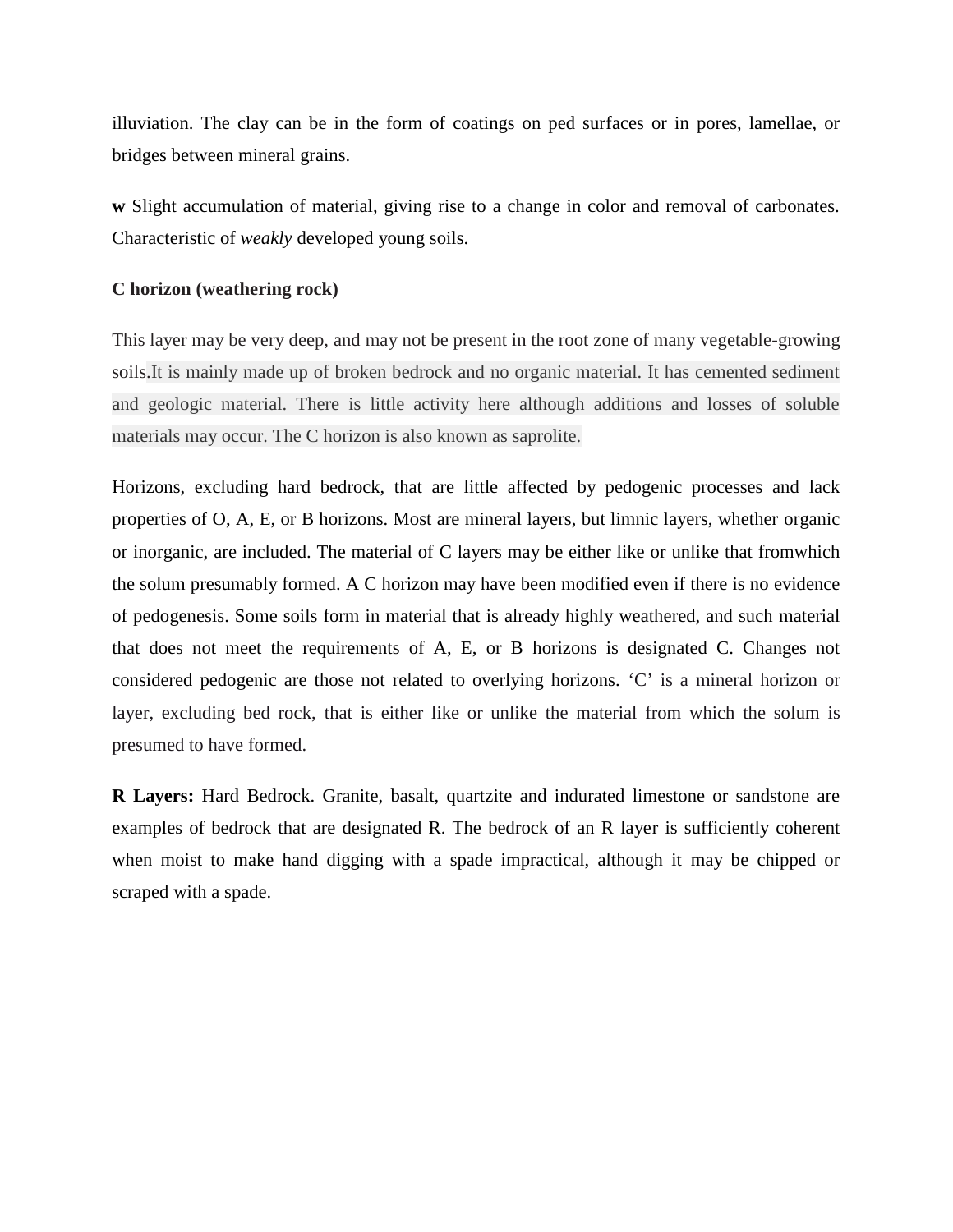illuviation. The clay can be in the form of coatings on ped surfaces or in pores, lamellae, or bridges between mineral grains.

**w** Slight accumulation of material, giving rise to a change in color and removal of carbonates. Characteristic of *weakly* developed young soils.

**C horizon (weathering rock)**

This layer may be very deep, and may not be present in the root zone of many vegetable-growing soils.It is mainly made up of broken bedrock and no organic material. It has cemented sediment and geologic material. There is little activity here although additions and losses of soluble materials may occur. The C horizon is also known as saprolite.

Horizons, excluding hard bedrock, that are little affected by pedogenic processes and lack properties of O, A, E, or B horizons. Most are mineral layers, but limnic layers, whether organic or inorganic, are included. The material of C layers may be either like or unlike that fromwhich the solum presumably formed. A C horizon may have been modified even if there is no evidence of pedogenesis. Some soils form in material that is already highly weathered, and such material that does not meet the requirements of A, E, or B horizons is designated C. Changes not considered pedogenic are those not related to overlying horizons. 'C' is a mineral horizon or layer, excluding bed rock, that is either like or unlike the material from which the solum is presumed to have formed.

**R Layers:** Hard Bedrock. Granite, basalt, quartzite and indurated limestone or sandstone are examples of bedrock that are designated R. The bedrock of an R layer is sufficiently coherent when moist to make hand digging with a spade impractical, although it may be chipped or scraped with a spade.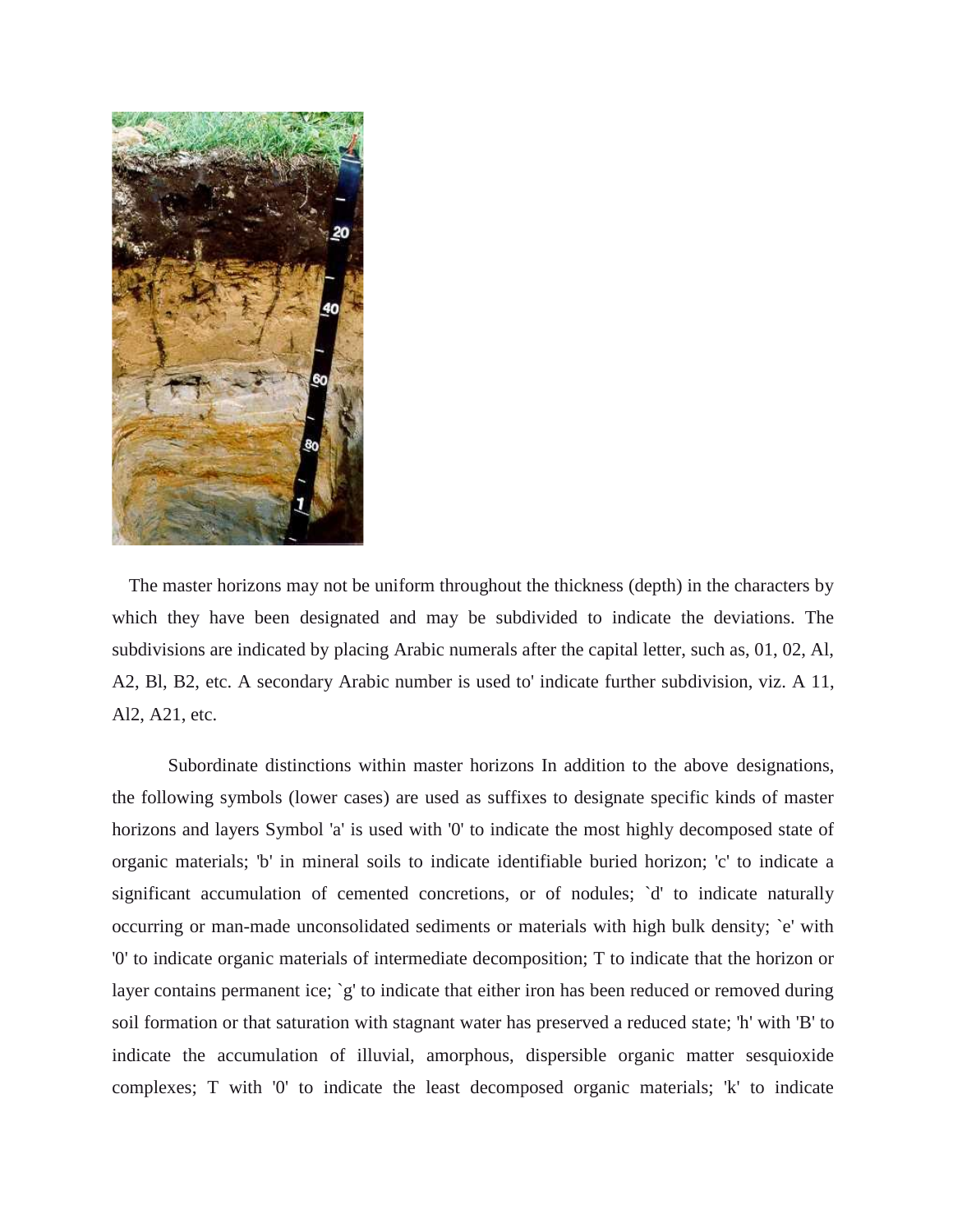The master horizons may not be uniform throughout the thickness (depth) in the characters by which they have been designated and may be subdivided to indicate the deviations. The subdivisions are indicated by placing Arabic numerals after the capital letter, such as, 01, 02, Al, A2, Bl, B2, etc. A secondary Arabic number is used to' indicate further subdivision, viz. A 11, Al2, A21, etc.

Subordinate distinctions within master horizons In addition to the above designations, the following symbols (lower cases) are used as suffixes to designate specific kinds of master horizons and layers Symbol 'a' is used with '0' to indicate the most highly decomposed state of organic materials; 'b' in mineral soils to indicate identifiable buried horizon; 'c' to indicate a significant accumulation of cemented concretions, or of nodules; `d' to indicate naturally occurring or man-made unconsolidated sediments or materials with high bulk density; `e' with '0' to indicate organic materials of intermediate decomposition; T to indicate that the horizon or layer contains permanent ice; `g' to indicate that either iron has been reduced or removed during soil formation or that saturation with stagnant water has preserved a reduced state; 'h' with 'B' to indicate the accumulation of illuvial, amorphous, dispersible organic matter sesquioxide complexes; T with '0' to indicate the least decomposed organic materials; 'k' to indicate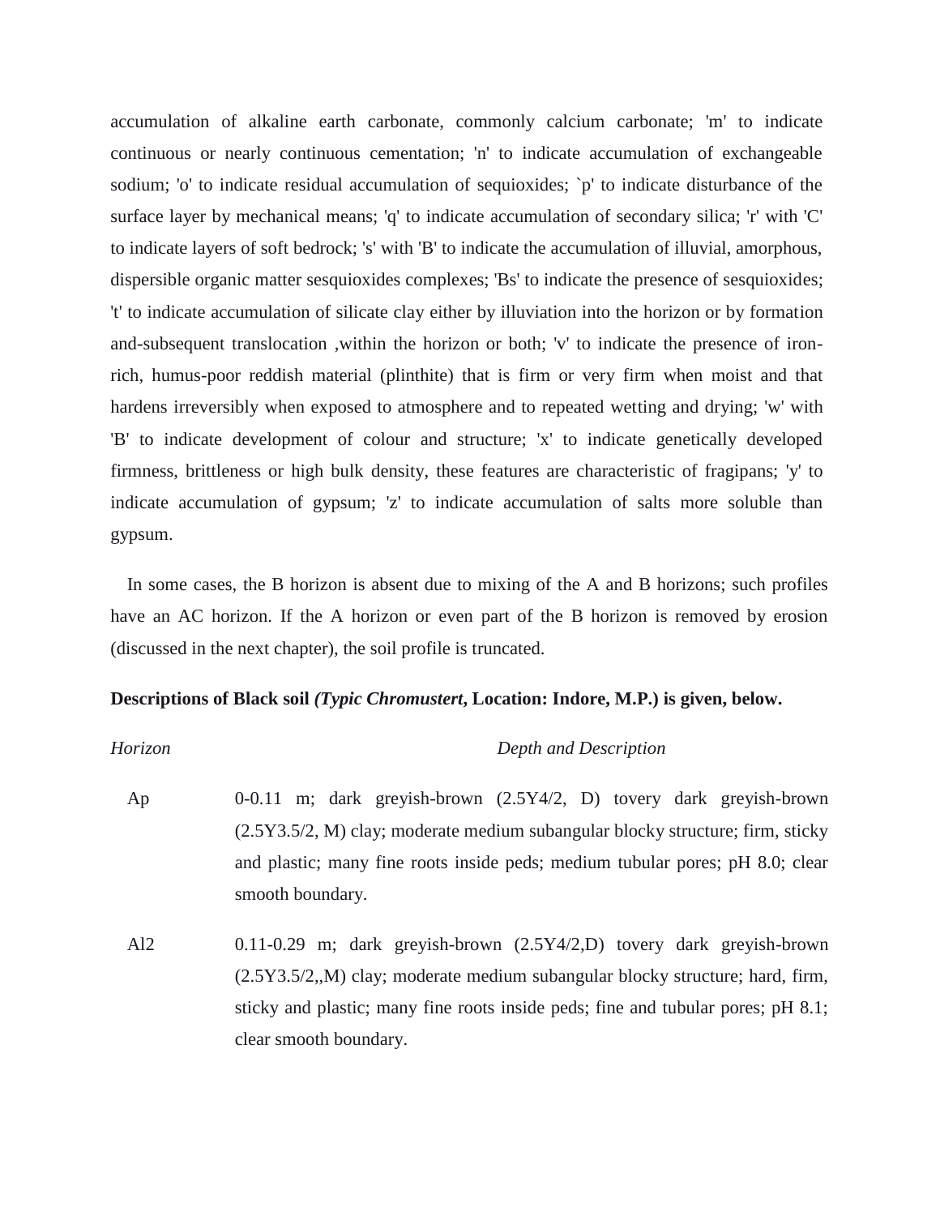accumulation of alkaline earth carbonate, commonly calcium carbonate; 'm' to indicate continuous or nearly continuous cementation; 'n' to indicate accumulation of exchangeable sodium; 'o' to indicate residual accumulation of sequioxides; `p' to indicate disturbance of the surface layer by mechanical means; 'q' to indicate accumulation of secondary silica; 'r' with 'C' to indicate layers of soft bedrock; 's' with 'B' to indicate the accumulation of illuvial, amorphous, dispersible organic matter sesquioxides complexes; 'Bs' to indicate the presence of sesquioxides; 't' to indicate accumulation of silicate clay either by illuviation into the horizon or by formation and-subsequent translocation ,within the horizon or both; 'v' to indicate the presence of iron-rich, humus-poor reddish material (plinthite) that is firm or very firm when moist and that hardens irreversibly when exposed to atmosphere and to repeated wetting and drying; 'w' with 'B' to indicate development of colour and structure; 'x' to indicate genetically developed firmness, brittleness or high bulk density, these features are characteristic of fragipans; 'y' to indicate accumulation of gypsum; 'z' to indicate accumulation of salts more soluble than gypsum.

In some cases, the B horizon is absent due to mixing of the A and B horizons; such profiles have an AC horizon. If the A horizon or even part of the B horizon is removed by erosion (discussed in the next chapter), the soil profile is truncated.

**Descriptions of Black soil *(Typic Chromustert*, Location: Indore, M.P.) is given, below.**

| *Horizon* | *Depth and Description* |
|---|---|
| Ap | 0-0.11 m; dark greyish-brown (2.5Y4/2, D) tovery dark greyish-brown (2.5Y3.5/2, M) clay; moderate medium subangular blocky structure; firm, sticky and plastic; many fine roots inside peds; medium tubular pores; pH 8.0; clear smooth boundary. |
| Al2 | 0.11-0.29 m; dark greyish-brown (2.5Y4/2,D) tovery dark greyish-brown (2.5Y3.5/2,,M) clay; moderate medium subangular blocky structure; hard, firm, sticky and plastic; many fine roots inside peds; fine and tubular pores; pH 8.1; clear smooth boundary. |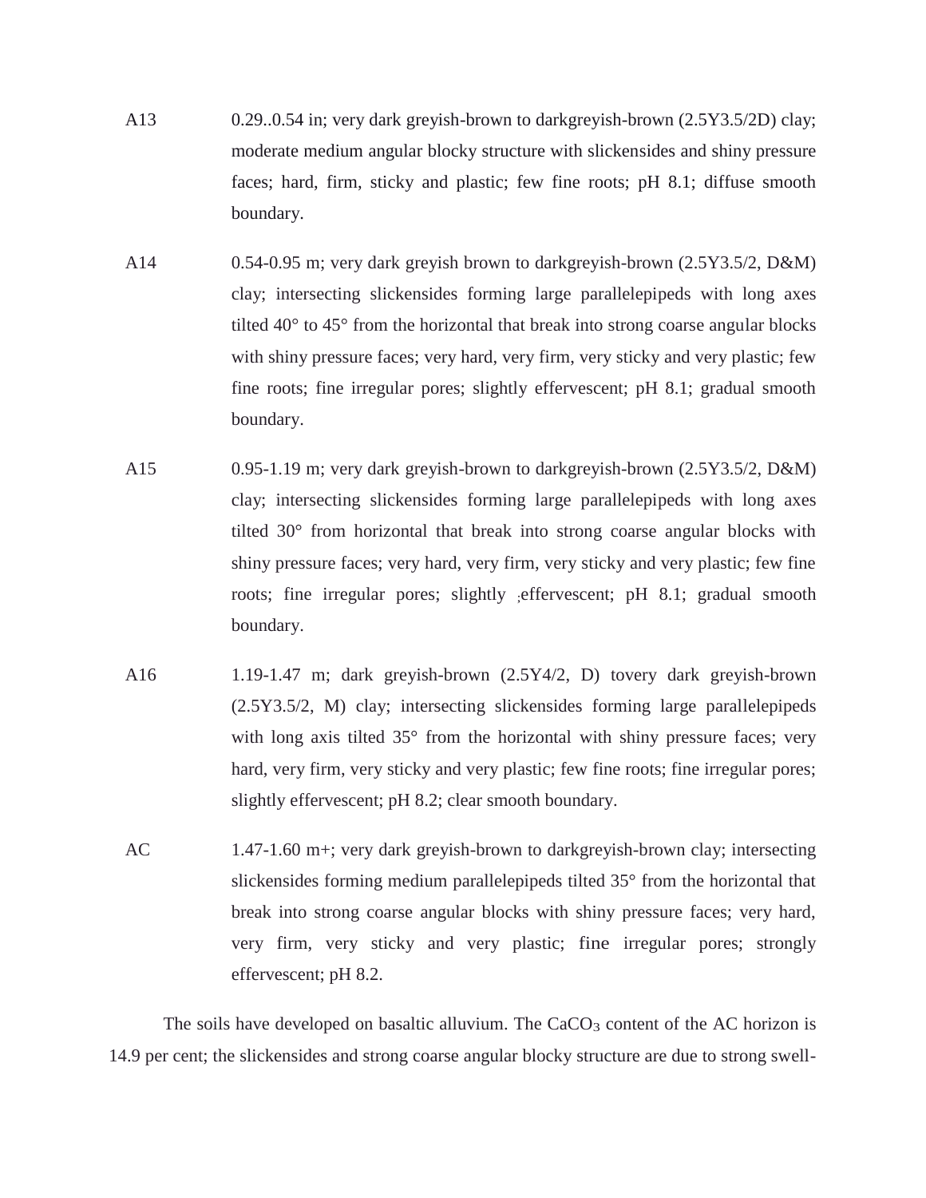A13 0.29..0.54 in; very dark greyish-brown to darkgreyish-brown (2.5Y3.5/2D) clay; moderate medium angular blocky structure with slickensides and shiny pressure faces; hard, firm, sticky and plastic; few fine roots; pH 8.1; diffuse smooth boundary.

A14 0.54-0.95 m; very dark greyish brown to darkgreyish-brown (2.5Y3.5/2, D&M) clay; intersecting slickensides forming large parallelepipeds with long axes tilted 40° to 45° from the horizontal that break into strong coarse angular blocks with shiny pressure faces; very hard, very firm, very sticky and very plastic; few fine roots; fine irregular pores; slightly effervescent; pH 8.1; gradual smooth boundary.

A15 0.95-1.19 m; very dark greyish-brown to darkgreyish-brown (2.5Y3.5/2, D&M) clay; intersecting slickensides forming large parallelepipeds with long axes tilted 30° from horizontal that break into strong coarse angular blocks with shiny pressure faces; very hard, very firm, very sticky and very plastic; few fine roots; fine irregular pores; slightly ;effervescent; pH 8.1; gradual smooth boundary.

A16 1.19-1.47 m; dark greyish-brown (2.5Y4/2, D) tovery dark greyish-brown (2.5Y3.5/2, M) clay; intersecting slickensides forming large parallelepipeds with long axis tilted 35° from the horizontal with shiny pressure faces; very hard, very firm, very sticky and very plastic; few fine roots; fine irregular pores; slightly effervescent; pH 8.2; clear smooth boundary.

AC 1.47-1.60 m+; very dark greyish-brown to darkgreyish-brown clay; intersecting slickensides forming medium parallelepipeds tilted 35° from the horizontal that break into strong coarse angular blocks with shiny pressure faces; very hard, very firm, very sticky and very plastic; fine irregular pores; strongly effervescent; pH 8.2.

The soils have developed on basaltic alluvium. The $CaCO_3$ content of the AC horizon is 14.9 per cent; the slickensides and strong coarse angular blocky structure are due to strong swell-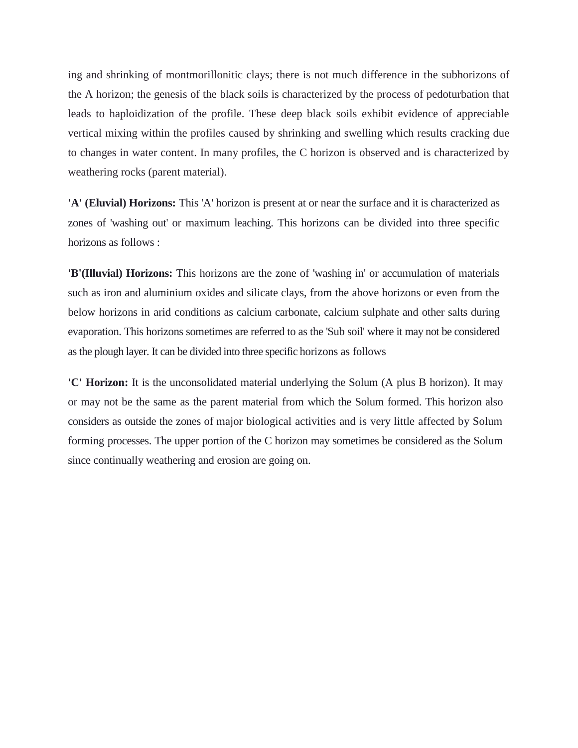ing and shrinking of montmorillonitic clays; there is not much difference in the subhorizons of the A horizon; the genesis of the black soils is characterized by the process of pedoturbation that leads to haploidization of the profile. These deep black soils exhibit evidence of appreciable vertical mixing within the profiles caused by shrinking and swelling which results cracking due to changes in water content. In many profiles, the C horizon is observed and is characterized by weathering rocks (parent material).

**'A' (Eluvial) Horizons:** This 'A' horizon is present at or near the surface and it is characterized as zones of 'washing out' or maximum leaching. This horizons can be divided into three specific horizons as follows :

**'B'(Illuvial) Horizons:** This horizons are the zone of 'washing in' or accumulation of materials such as iron and aluminium oxides and silicate clays, from the above horizons or even from the below horizons in arid conditions as calcium carbonate, calcium sulphate and other salts during evaporation. This horizons sometimes are referred to as the 'Sub soil' where it may not be considered as the plough layer. It can be divided into three specific horizons as follows

**'C' Horizon:** It is the unconsolidated material underlying the Solum (A plus B horizon). It may or may not be the same as the parent material from which the Solum formed. This horizon also considers as outside the zones of major biological activities and is very little affected by Solum forming processes. The upper portion of the C horizon may sometimes be considered as the Solum since continually weathering and erosion are going on.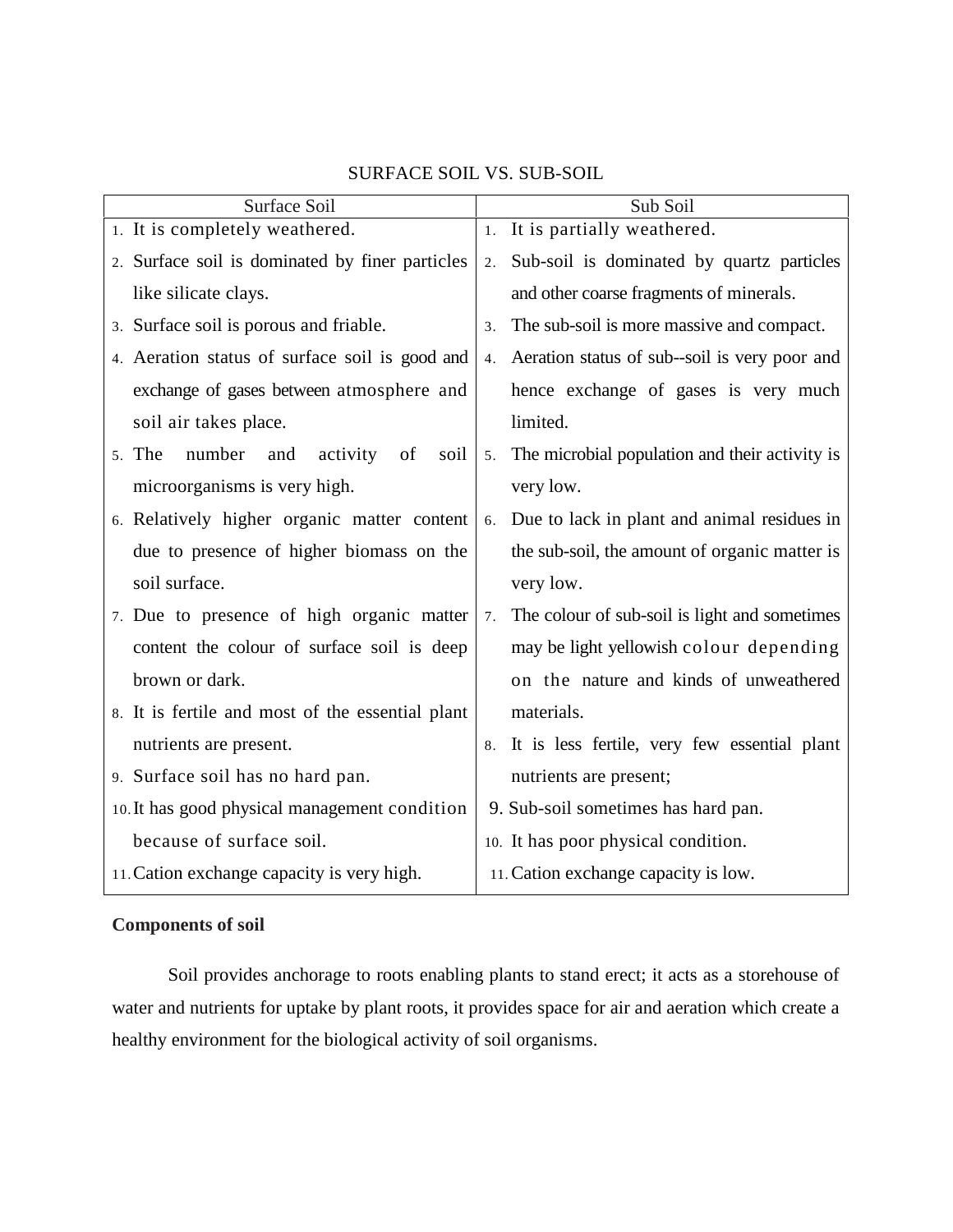SURFACE SOIL VS. SUB-SOIL

| Surface Soil | Sub Soil |
|---|---|
| 1. It is completely weathered. | 1. It is partially weathered. |
| 2. Surface soil is dominated by finer particles like silicate clays. | 2. Sub-soil is dominated by quartz particles and other coarse fragments of minerals. |
| 3. Surface soil is porous and friable. | 3. The sub-soil is more massive and compact. |
| 4. Aeration status of surface soil is good and exchange of gases between atmosphere and soil air takes place. | 4. Aeration status of sub--soil is very poor and hence exchange of gases is very much limited. |
| 5. The number and activity of soil microorganisms is very high. | 5. The microbial population and their activity is very low. |
| 6. Relatively higher organic matter content due to presence of higher biomass on the soil surface. | 6. Due to lack in plant and animal residues in the sub-soil, the amount of organic matter is very low. |
| 7. Due to presence of high organic matter content the colour of surface soil is deep brown or dark. | 7. The colour of sub-soil is light and sometimes may be light yellowish colour depending on the nature and kinds of unweathered materials. |
| 8. It is fertile and most of the essential plant nutrients are present. | 8. It is less fertile, very few essential plant nutrients are present; |
| 9. Surface soil has no hard pan. | 9. Sub-soil sometimes has hard pan. |
| 10. It has good physical management condition because of surface soil. | 10. It has poor physical condition. |
| 11. Cation exchange capacity is very high. | 11. Cation exchange capacity is low. |

**Components of soil**

Soil provides anchorage to roots enabling plants to stand erect; it acts as a storehouse of water and nutrients for uptake by plant roots, it provides space for air and aeration which create a healthy environment for the biological activity of soil organisms.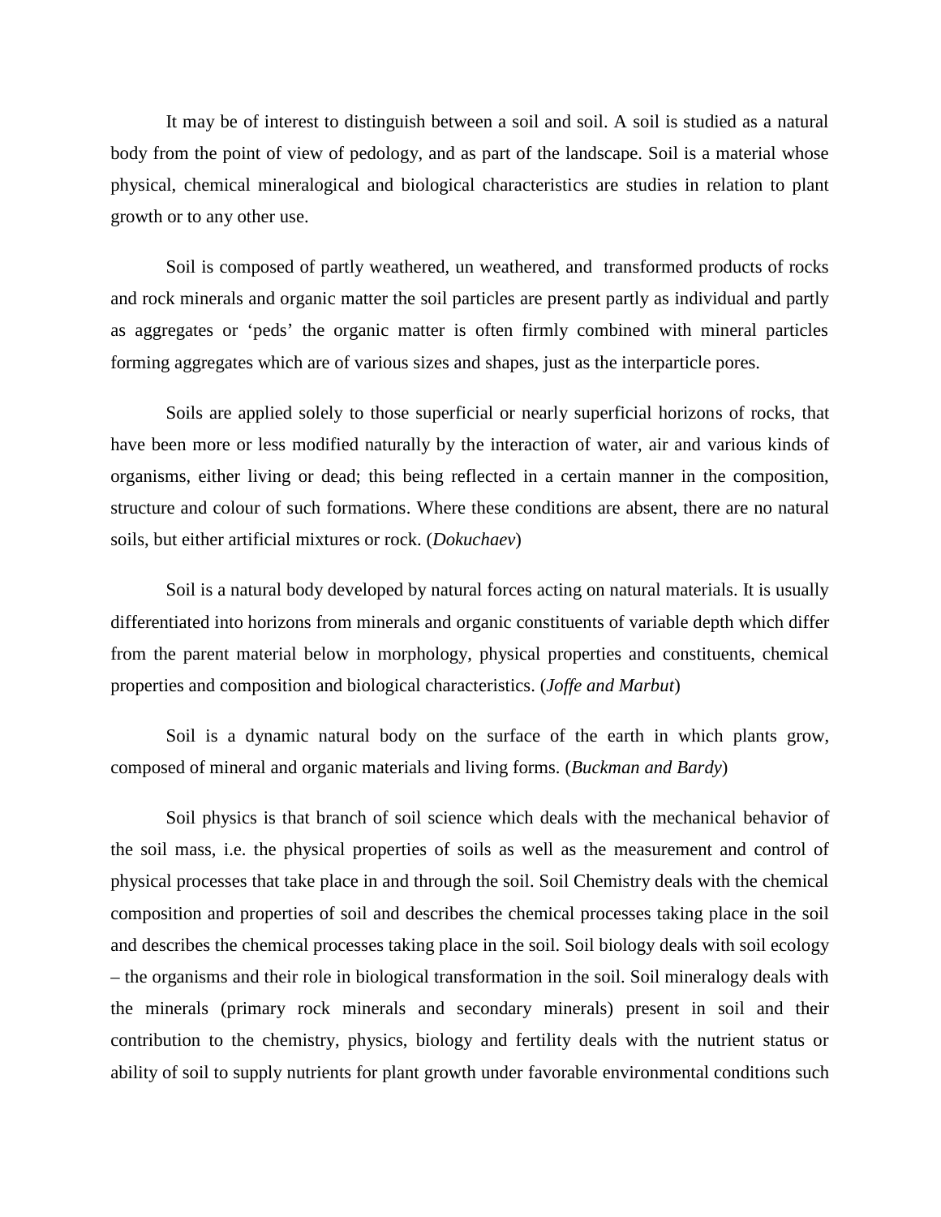It may be of interest to distinguish between a soil and soil. A soil is studied as a natural body from the point of view of pedology, and as part of the landscape. Soil is a material whose physical, chemical mineralogical and biological characteristics are studies in relation to plant growth or to any other use.

Soil is composed of partly weathered, un weathered, and transformed products of rocks and rock minerals and organic matter the soil particles are present partly as individual and partly as aggregates or 'peds' the organic matter is often firmly combined with mineral particles forming aggregates which are of various sizes and shapes, just as the interparticle pores.

Soils are applied solely to those superficial or nearly superficial horizons of rocks, that have been more or less modified naturally by the interaction of water, air and various kinds of organisms, either living or dead; this being reflected in a certain manner in the composition, structure and colour of such formations. Where these conditions are absent, there are no natural soils, but either artificial mixtures or rock. (*Dokuchaev*)

Soil is a natural body developed by natural forces acting on natural materials. It is usually differentiated into horizons from minerals and organic constituents of variable depth which differ from the parent material below in morphology, physical properties and constituents, chemical properties and composition and biological characteristics. (*Joffe and Marbut*)

Soil is a dynamic natural body on the surface of the earth in which plants grow, composed of mineral and organic materials and living forms. (*Buckman and Bardy*)

Soil physics is that branch of soil science which deals with the mechanical behavior of the soil mass, i.e. the physical properties of soils as well as the measurement and control of physical processes that take place in and through the soil. Soil Chemistry deals with the chemical composition and properties of soil and describes the chemical processes taking place in the soil and describes the chemical processes taking place in the soil. Soil biology deals with soil ecology – the organisms and their role in biological transformation in the soil. Soil mineralogy deals with the minerals (primary rock minerals and secondary minerals) present in soil and their contribution to the chemistry, physics, biology and fertility deals with the nutrient status or ability of soil to supply nutrients for plant growth under favorable environmental conditions such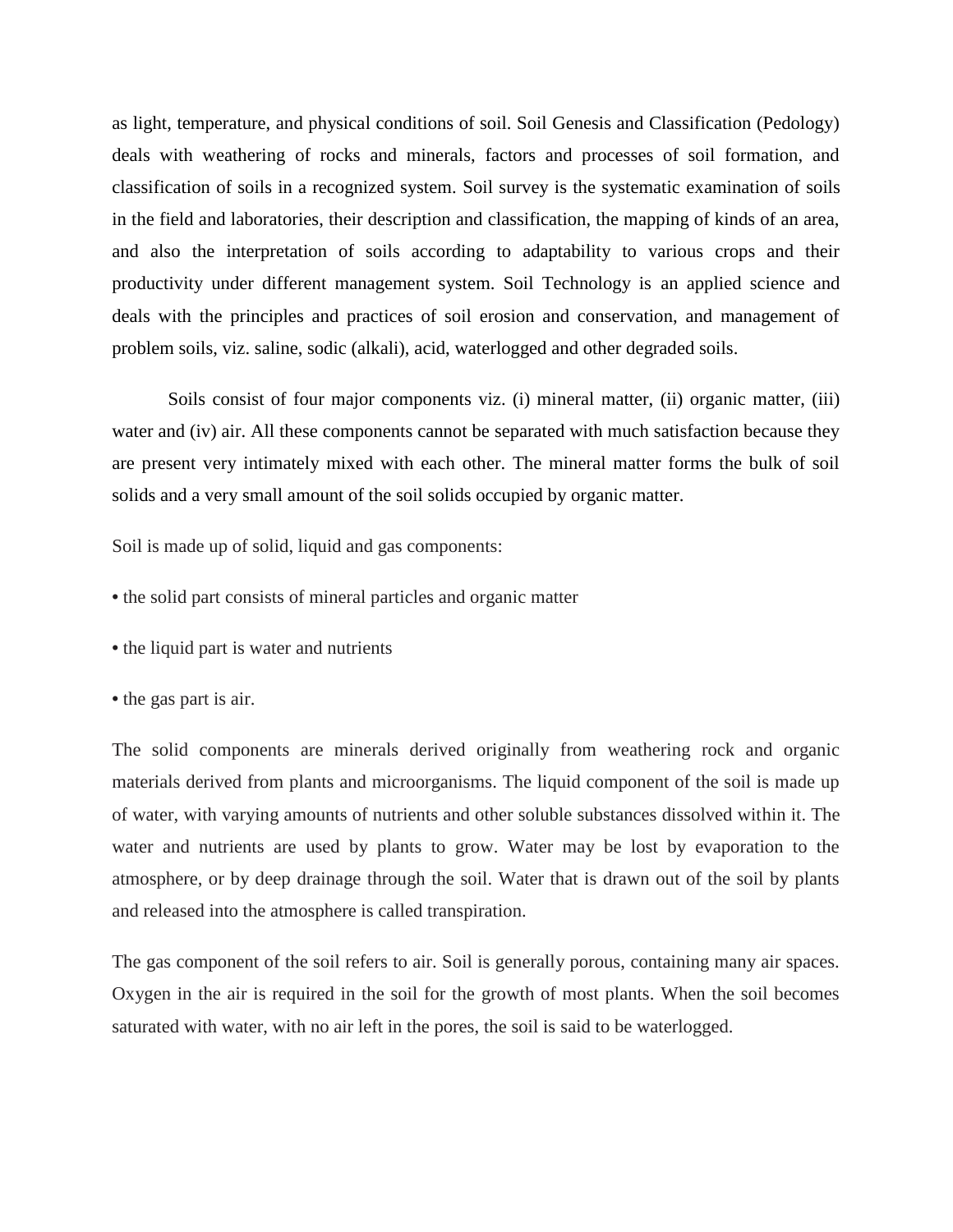as light, temperature, and physical conditions of soil. Soil Genesis and Classification (Pedology) deals with weathering of rocks and minerals, factors and processes of soil formation, and classification of soils in a recognized system. Soil survey is the systematic examination of soils in the field and laboratories, their description and classification, the mapping of kinds of an area, and also the interpretation of soils according to adaptability to various crops and their productivity under different management system. Soil Technology is an applied science and deals with the principles and practices of soil erosion and conservation, and management of problem soils, viz. saline, sodic (alkali), acid, waterlogged and other degraded soils.

Soils consist of four major components viz. (i) mineral matter, (ii) organic matter, (iii) water and (iv) air. All these components cannot be separated with much satisfaction because they are present very intimately mixed with each other. The mineral matter forms the bulk of soil solids and a very small amount of the soil solids occupied by organic matter.

Soil is made up of solid, liquid and gas components:

- the solid part consists of mineral particles and organic matter
- the liquid part is water and nutrients
- the gas part is air.

The solid components are minerals derived originally from weathering rock and organic materials derived from plants and microorganisms. The liquid component of the soil is made up of water, with varying amounts of nutrients and other soluble substances dissolved within it. The water and nutrients are used by plants to grow. Water may be lost by evaporation to the atmosphere, or by deep drainage through the soil. Water that is drawn out of the soil by plants and released into the atmosphere is called transpiration.

The gas component of the soil refers to air. Soil is generally porous, containing many air spaces. Oxygen in the air is required in the soil for the growth of most plants. When the soil becomes saturated with water, with no air left in the pores, the soil is said to be waterlogged.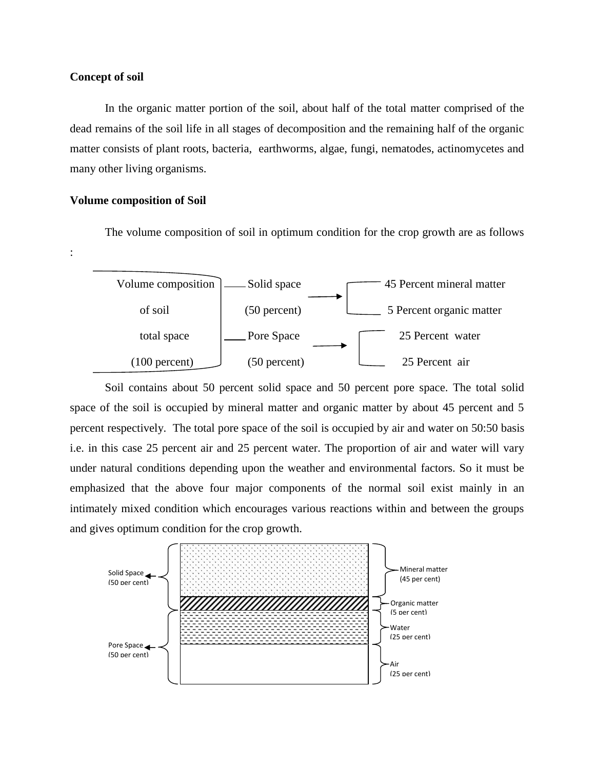**Concept of soil**

In the organic matter portion of the soil, about half of the total matter comprised of the dead remains of the soil life in all stages of decomposition and the remaining half of the organic matter consists of plant roots, bacteria, earthworms, algae, fungi, nematodes, actinomycetes and many other living organisms.

**Volume composition of Soil**

The volume composition of soil in optimum condition for the crop growth are as follows :

| Volume composition of soil total space (100 percent) | | |
|---|---|---|
| | Solid space (50 percent) → | 45 Percent mineral matter |
| | | 5 Percent organic matter |
| | Pore Space (50 percent) → | 25 Percent water |
| | | 25 Percent air |

Soil contains about 50 percent solid space and 50 percent pore space. The total solid space of the soil is occupied by mineral matter and organic matter by about 45 percent and 5 percent respectively. The total pore space of the soil is occupied by air and water on 50:50 basis i.e. in this case 25 percent air and 25 percent water. The proportion of air and water will vary under natural conditions depending upon the weather and environmental factors. So it must be emphasized that the above four major components of the normal soil exist mainly in an intimately mixed condition which encourages various reactions within and between the groups and gives optimum condition for the crop growth.

Solid Space (50 per cent) — Mineral matter (45 per cent); Organic matter (5 per cent)

Pore Space (50 per cent) — Water (25 per cent); Air (25 per cent)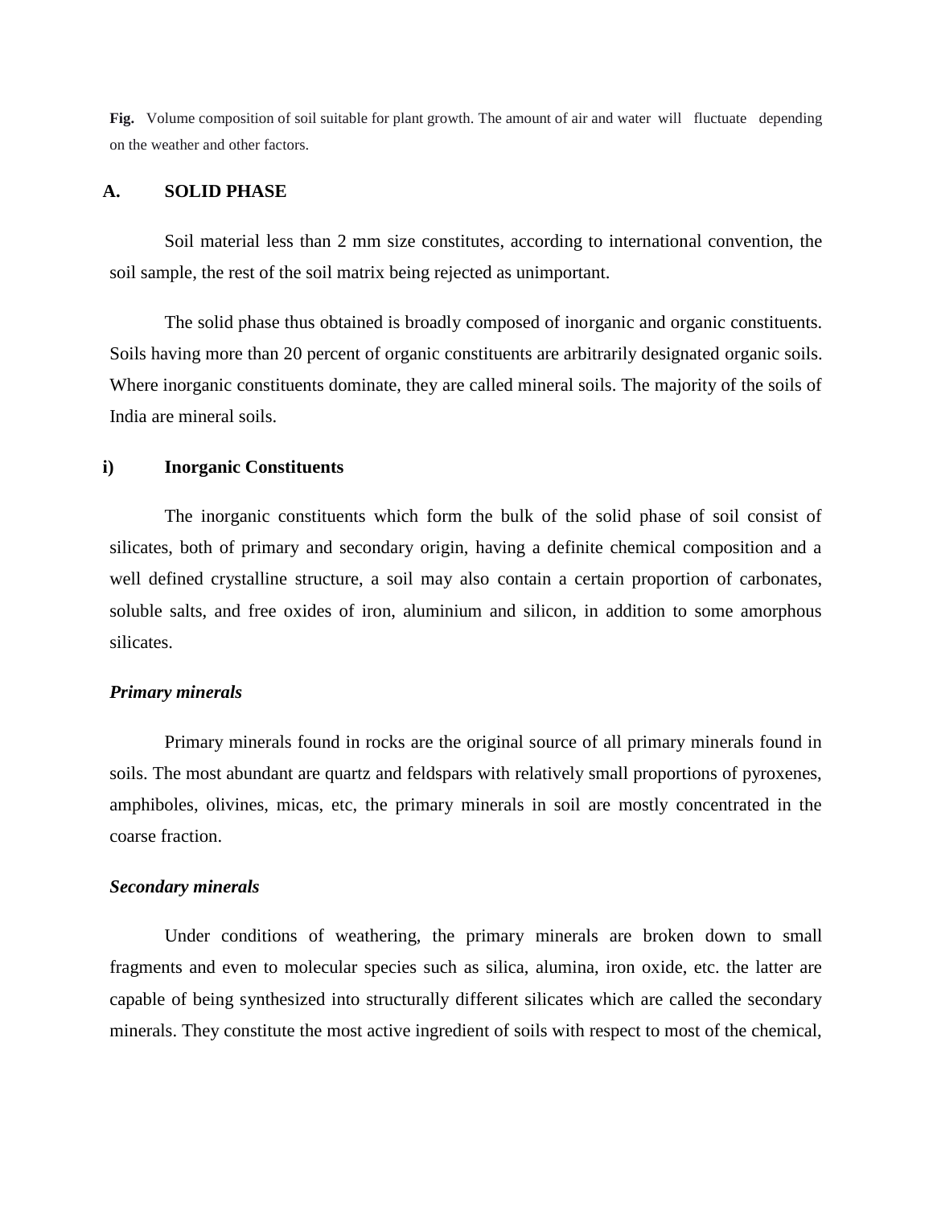**Fig.** Volume composition of soil suitable for plant growth. The amount of air and water will fluctuate depending on the weather and other factors.

## A. SOLID PHASE

Soil material less than 2 mm size constitutes, according to international convention, the soil sample, the rest of the soil matrix being rejected as unimportant.

The solid phase thus obtained is broadly composed of inorganic and organic constituents. Soils having more than 20 percent of organic constituents are arbitrarily designated organic soils. Where inorganic constituents dominate, they are called mineral soils. The majority of the soils of India are mineral soils.

### i) Inorganic Constituents

The inorganic constituents which form the bulk of the solid phase of soil consist of silicates, both of primary and secondary origin, having a definite chemical composition and a well defined crystalline structure, a soil may also contain a certain proportion of carbonates, soluble salts, and free oxides of iron, aluminium and silicon, in addition to some amorphous silicates.

#### *Primary minerals*

Primary minerals found in rocks are the original source of all primary minerals found in soils. The most abundant are quartz and feldspars with relatively small proportions of pyroxenes, amphiboles, olivines, micas, etc, the primary minerals in soil are mostly concentrated in the coarse fraction.

#### *Secondary minerals*

Under conditions of weathering, the primary minerals are broken down to small fragments and even to molecular species such as silica, alumina, iron oxide, etc. the latter are capable of being synthesized into structurally different silicates which are called the secondary minerals. They constitute the most active ingredient of soils with respect to most of the chemical,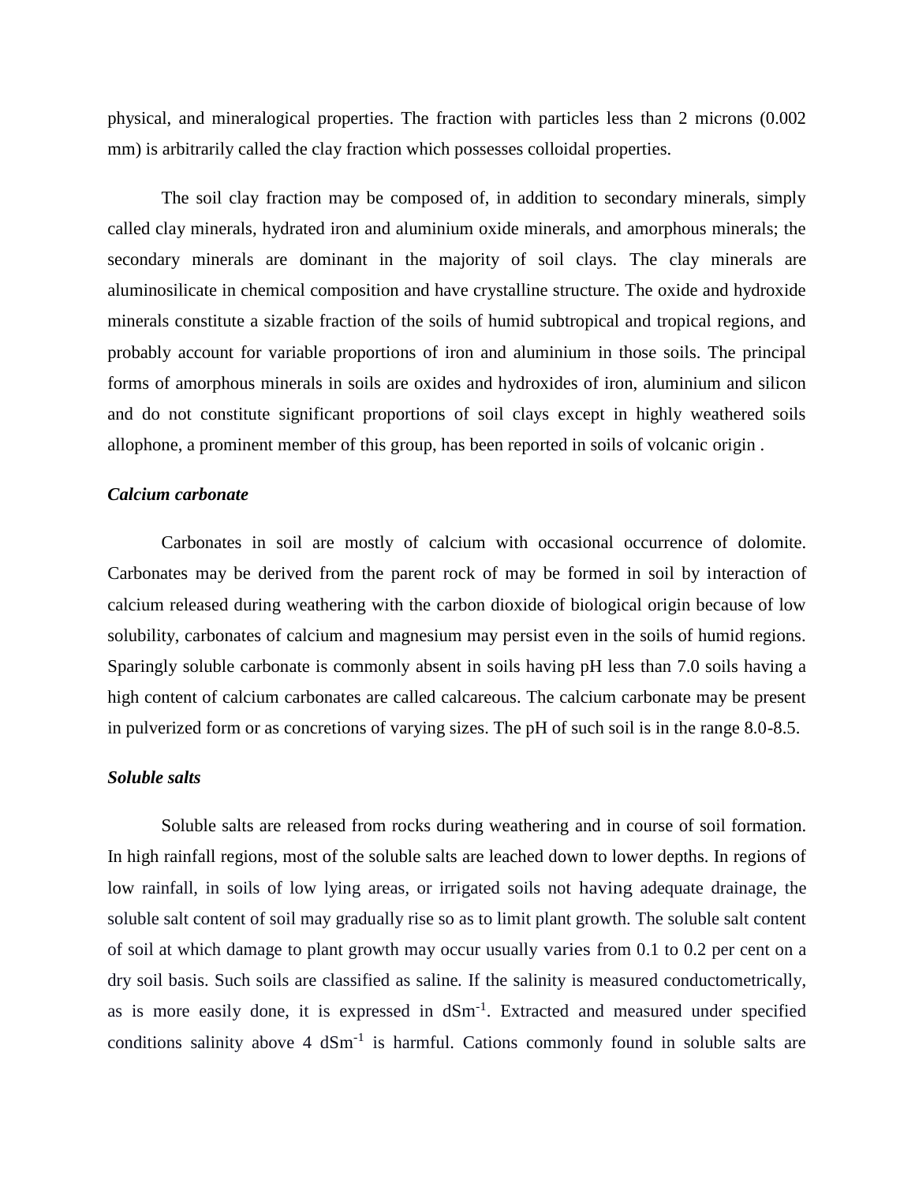physical, and mineralogical properties. The fraction with particles less than 2 microns (0.002 mm) is arbitrarily called the clay fraction which possesses colloidal properties.

The soil clay fraction may be composed of, in addition to secondary minerals, simply called clay minerals, hydrated iron and aluminium oxide minerals, and amorphous minerals; the secondary minerals are dominant in the majority of soil clays. The clay minerals are aluminosilicate in chemical composition and have crystalline structure. The oxide and hydroxide minerals constitute a sizable fraction of the soils of humid subtropical and tropical regions, and probably account for variable proportions of iron and aluminium in those soils. The principal forms of amorphous minerals in soils are oxides and hydroxides of iron, aluminium and silicon and do not constitute significant proportions of soil clays except in highly weathered soils allophone, a prominent member of this group, has been reported in soils of volcanic origin .

***Calcium carbonate***

Carbonates in soil are mostly of calcium with occasional occurrence of dolomite. Carbonates may be derived from the parent rock of may be formed in soil by interaction of calcium released during weathering with the carbon dioxide of biological origin because of low solubility, carbonates of calcium and magnesium may persist even in the soils of humid regions. Sparingly soluble carbonate is commonly absent in soils having pH less than 7.0 soils having a high content of calcium carbonates are called calcareous. The calcium carbonate may be present in pulverized form or as concretions of varying sizes. The pH of such soil is in the range 8.0-8.5.

***Soluble salts***

Soluble salts are released from rocks during weathering and in course of soil formation. In high rainfall regions, most of the soluble salts are leached down to lower depths. In regions of low rainfall, in soils of low lying areas, or irrigated soils not having adequate drainage, the soluble salt content of soil may gradually rise so as to limit plant growth. The soluble salt content of soil at which damage to plant growth may occur usually varies from 0.1 to 0.2 per cent on a dry soil basis. Such soils are classified as saline. If the salinity is measured conductometrically, as is more easily done, it is expressed in $dSm^{-1}$. Extracted and measured under specified conditions salinity above 4 $dSm^{-1}$ is harmful. Cations commonly found in soluble salts are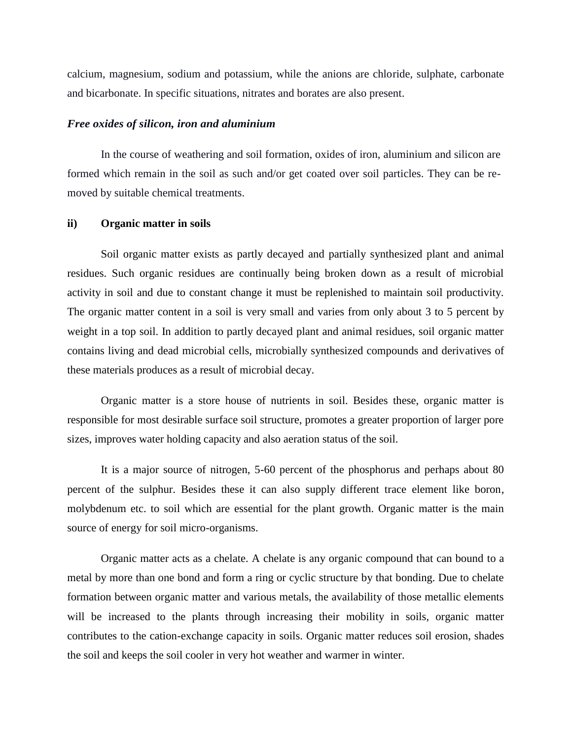calcium, magnesium, sodium and potassium, while the anions are chloride, sulphate, carbonate and bicarbonate. In specific situations, nitrates and borates are also present.

***Free oxides of silicon, iron and aluminium***

In the course of weathering and soil formation, oxides of iron, aluminium and silicon are formed which remain in the soil as such and/or get coated over soil particles. They can be removed by suitable chemical treatments.

**ii) Organic matter in soils**

Soil organic matter exists as partly decayed and partially synthesized plant and animal residues. Such organic residues are continually being broken down as a result of microbial activity in soil and due to constant change it must be replenished to maintain soil productivity. The organic matter content in a soil is very small and varies from only about 3 to 5 percent by weight in a top soil. In addition to partly decayed plant and animal residues, soil organic matter contains living and dead microbial cells, microbially synthesized compounds and derivatives of these materials produces as a result of microbial decay.

Organic matter is a store house of nutrients in soil. Besides these, organic matter is responsible for most desirable surface soil structure, promotes a greater proportion of larger pore sizes, improves water holding capacity and also aeration status of the soil.

It is a major source of nitrogen, 5-60 percent of the phosphorus and perhaps about 80 percent of the sulphur. Besides these it can also supply different trace element like boron, molybdenum etc. to soil which are essential for the plant growth. Organic matter is the main source of energy for soil micro-organisms.

Organic matter acts as a chelate. A chelate is any organic compound that can bound to a metal by more than one bond and form a ring or cyclic structure by that bonding. Due to chelate formation between organic matter and various metals, the availability of those metallic elements will be increased to the plants through increasing their mobility in soils, organic matter contributes to the cation-exchange capacity in soils. Organic matter reduces soil erosion, shades the soil and keeps the soil cooler in very hot weather and warmer in winter.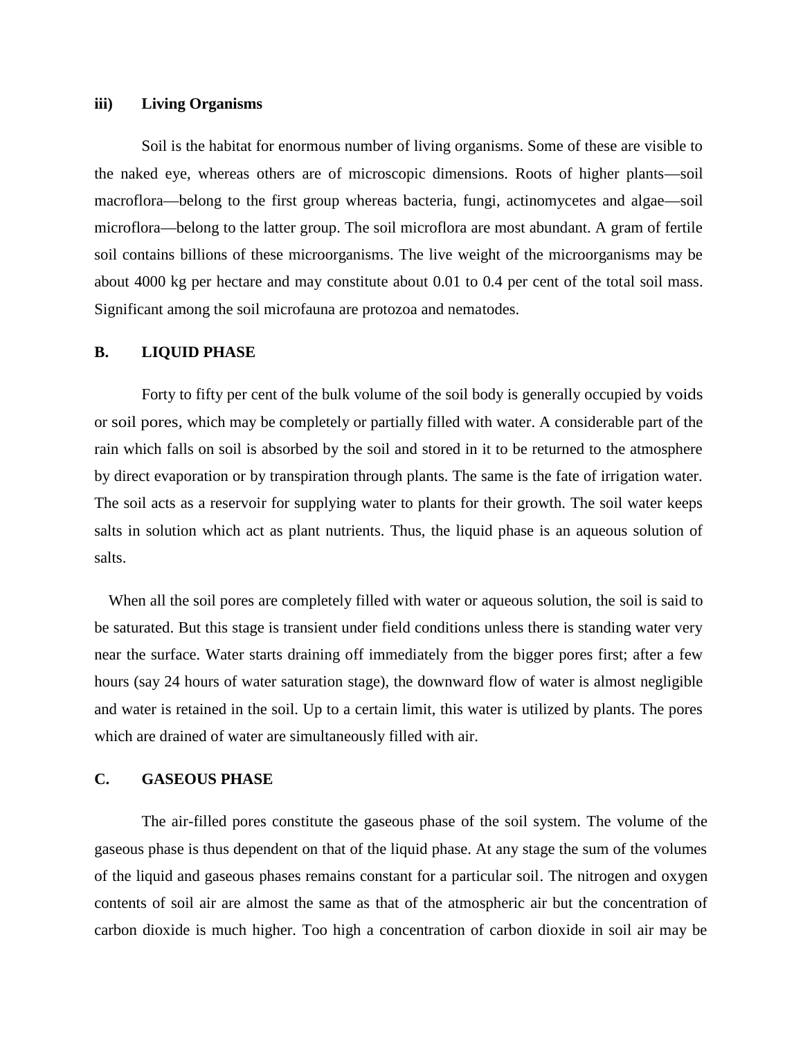### iii) Living Organisms

Soil is the habitat for enormous number of living organisms. Some of these are visible to the naked eye, whereas others are of microscopic dimensions. Roots of higher plants—soil macroflora—belong to the first group whereas bacteria, fungi, actinomycetes and algae—soil microflora—belong to the latter group. The soil microflora are most abundant. A gram of fertile soil contains billions of these microorganisms. The live weight of the microorganisms may be about 4000 kg per hectare and may constitute about 0.01 to 0.4 per cent of the total soil mass. Significant among the soil microfauna are protozoa and nematodes.

## B. LIQUID PHASE

Forty to fifty per cent of the bulk volume of the soil body is generally occupied by voids or soil pores, which may be completely or partially filled with water. A considerable part of the rain which falls on soil is absorbed by the soil and stored in it to be returned to the atmosphere by direct evaporation or by transpiration through plants. The same is the fate of irrigation water. The soil acts as a reservoir for supplying water to plants for their growth. The soil water keeps salts in solution which act as plant nutrients. Thus, the liquid phase is an aqueous solution of salts.

When all the soil pores are completely filled with water or aqueous solution, the soil is said to be saturated. But this stage is transient under field conditions unless there is standing water very near the surface. Water starts draining off immediately from the bigger pores first; after a few hours (say 24 hours of water saturation stage), the downward flow of water is almost negligible and water is retained in the soil. Up to a certain limit, this water is utilized by plants. The pores which are drained of water are simultaneously filled with air.

## C. GASEOUS PHASE

The air-filled pores constitute the gaseous phase of the soil system. The volume of the gaseous phase is thus dependent on that of the liquid phase. At any stage the sum of the volumes of the liquid and gaseous phases remains constant for a particular soil. The nitrogen and oxygen contents of soil air are almost the same as that of the atmospheric air but the concentration of carbon dioxide is much higher. Too high a concentration of carbon dioxide in soil air may be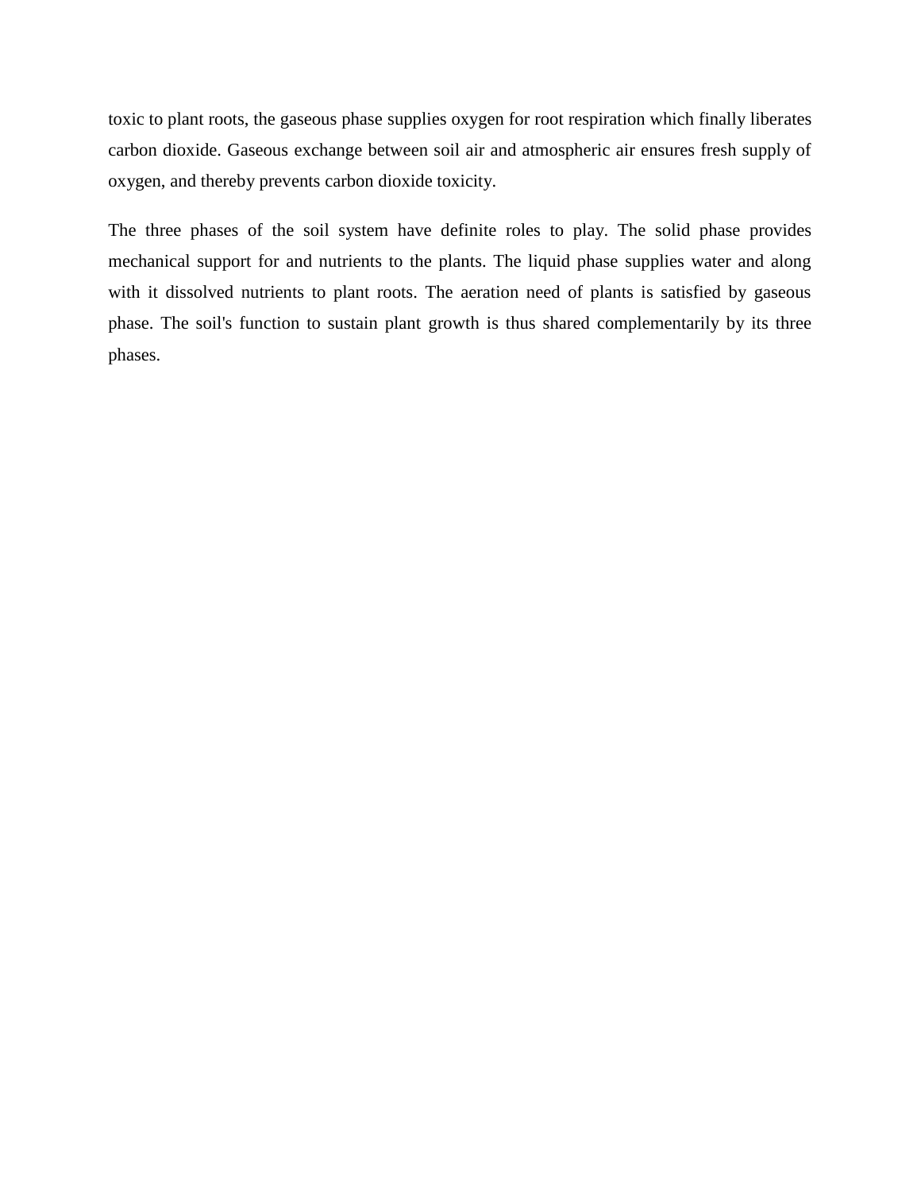toxic to plant roots, the gaseous phase supplies oxygen for root respiration which finally liberates carbon dioxide. Gaseous exchange between soil air and atmospheric air ensures fresh supply of oxygen, and thereby prevents carbon dioxide toxicity.

The three phases of the soil system have definite roles to play. The solid phase provides mechanical support for and nutrients to the plants. The liquid phase supplies water and along with it dissolved nutrients to plant roots. The aeration need of plants is satisfied by gaseous phase. The soil's function to sustain plant growth is thus shared complementarily by its three phases.